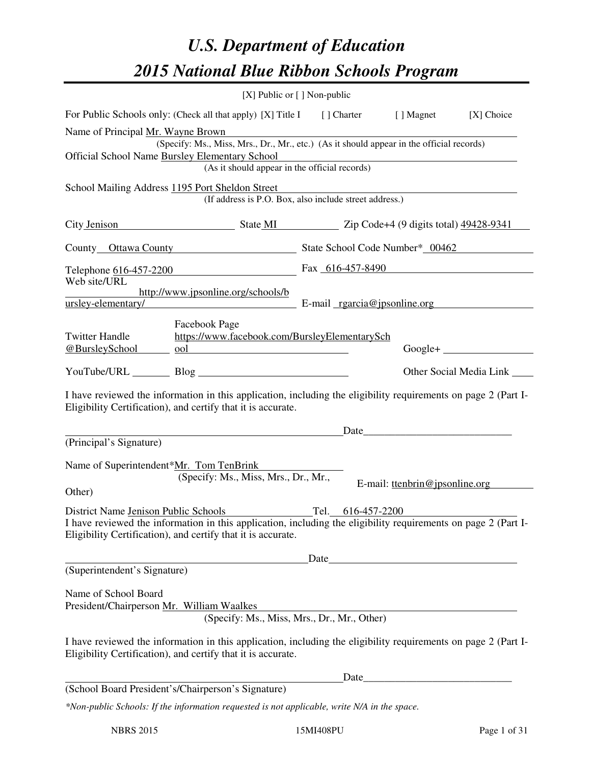# U.S. Department of Education

# 2015 National Blue Ribbon Schools Program

[X] Public or [ ] Non-public

For Public Schools only: (Check all that apply) [X] Title I [ ] Charter [ ] Magnet [X] Choice

Name of Principal Mr. Wayne Brown
(Specify: Ms., Miss, Mrs., Dr., Mr., etc.) (As it should appear in the official records)

Official School Name Bursley Elementary School
(As it should appear in the official records)

School Mailing Address 1195 Port Sheldon Street
(If address is P.O. Box, also include street address.)

City Jenison State MI Zip Code+4 (9 digits total) 49428-9341

County Ottawa County State School Code Number* 00462

Telephone 616-457-2200 Fax 616-457-8490

Web site/URL http://www.jpsonline.org/schools/bursley-elementary/ E-mail rgarcia@jpsonline.org

Twitter Handle @BursleySchool Facebook Page https://www.facebook.com/BursleyElementarySchool Google+

YouTube/URL Blog Other Social Media Link

I have reviewed the information in this application, including the eligibility requirements on page 2 (Part I-Eligibility Certification), and certify that it is accurate.

Date

(Principal's Signature)

Name of Superintendent*Mr. Tom TenBrink
(Specify: Ms., Miss, Mrs., Dr., Mr., Other)
E-mail: ttenbrin@jpsonline.org

District Name Jenison Public Schools Tel. 616-457-2200

I have reviewed the information in this application, including the eligibility requirements on page 2 (Part I-Eligibility Certification), and certify that it is accurate.

Date

(Superintendent's Signature)

Name of School Board President/Chairperson Mr. William Waalkes
(Specify: Ms., Miss, Mrs., Dr., Mr., Other)

I have reviewed the information in this application, including the eligibility requirements on page 2 (Part I-Eligibility Certification), and certify that it is accurate.

Date

(School Board President's/Chairperson's Signature)

*Non-public Schools: If the information requested is not applicable, write N/A in the space.*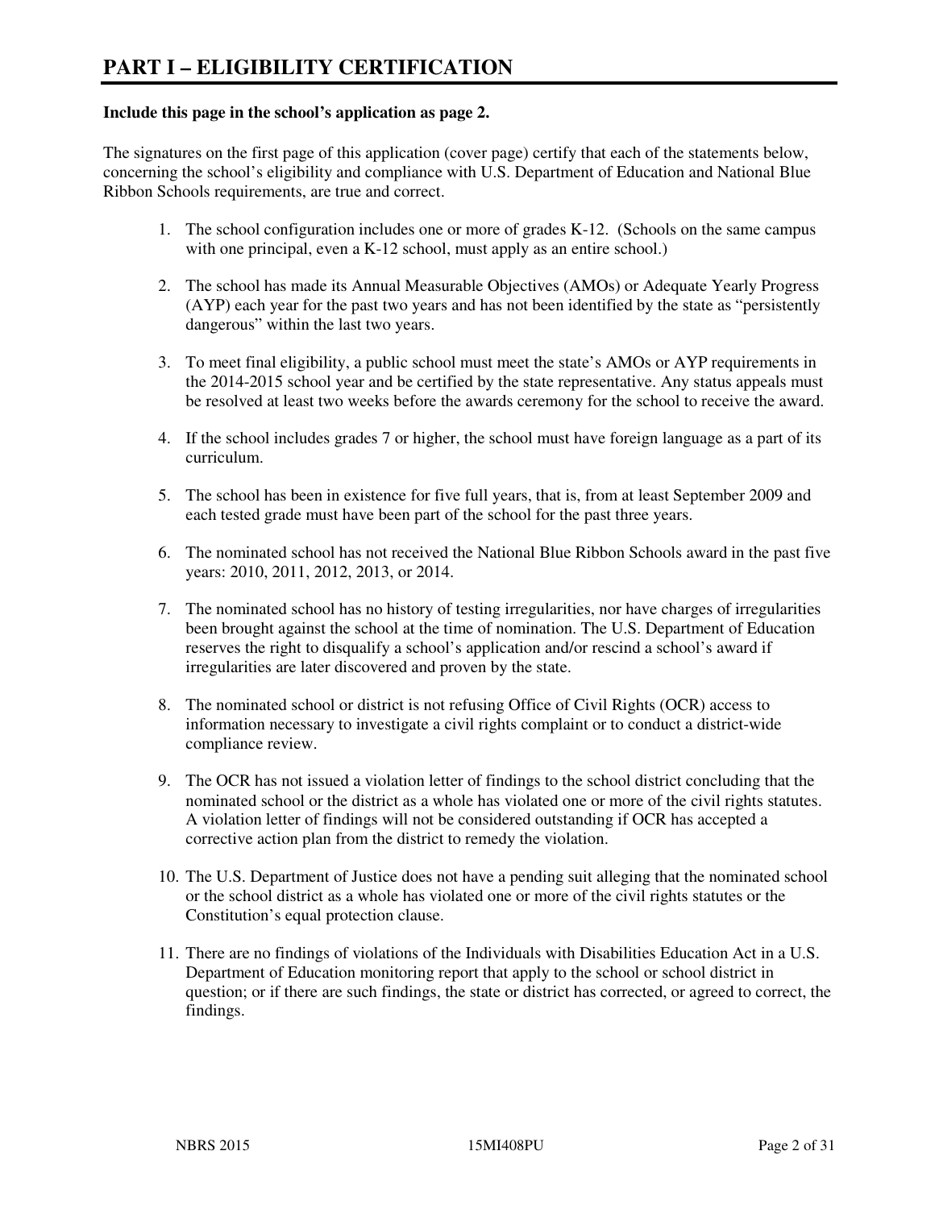# PART I – ELIGIBILITY CERTIFICATION

**Include this page in the school's application as page 2.**

The signatures on the first page of this application (cover page) certify that each of the statements below, concerning the school's eligibility and compliance with U.S. Department of Education and National Blue Ribbon Schools requirements, are true and correct.

1. The school configuration includes one or more of grades K-12. (Schools on the same campus with one principal, even a K-12 school, must apply as an entire school.)

2. The school has made its Annual Measurable Objectives (AMOs) or Adequate Yearly Progress (AYP) each year for the past two years and has not been identified by the state as "persistently dangerous" within the last two years.

3. To meet final eligibility, a public school must meet the state's AMOs or AYP requirements in the 2014-2015 school year and be certified by the state representative. Any status appeals must be resolved at least two weeks before the awards ceremony for the school to receive the award.

4. If the school includes grades 7 or higher, the school must have foreign language as a part of its curriculum.

5. The school has been in existence for five full years, that is, from at least September 2009 and each tested grade must have been part of the school for the past three years.

6. The nominated school has not received the National Blue Ribbon Schools award in the past five years: 2010, 2011, 2012, 2013, or 2014.

7. The nominated school has no history of testing irregularities, nor have charges of irregularities been brought against the school at the time of nomination. The U.S. Department of Education reserves the right to disqualify a school's application and/or rescind a school's award if irregularities are later discovered and proven by the state.

8. The nominated school or district is not refusing Office of Civil Rights (OCR) access to information necessary to investigate a civil rights complaint or to conduct a district-wide compliance review.

9. The OCR has not issued a violation letter of findings to the school district concluding that the nominated school or the district as a whole has violated one or more of the civil rights statutes. A violation letter of findings will not be considered outstanding if OCR has accepted a corrective action plan from the district to remedy the violation.

10. The U.S. Department of Justice does not have a pending suit alleging that the nominated school or the school district as a whole has violated one or more of the civil rights statutes or the Constitution's equal protection clause.

11. There are no findings of violations of the Individuals with Disabilities Education Act in a U.S. Department of Education monitoring report that apply to the school or school district in question; or if there are such findings, the state or district has corrected, or agreed to correct, the findings.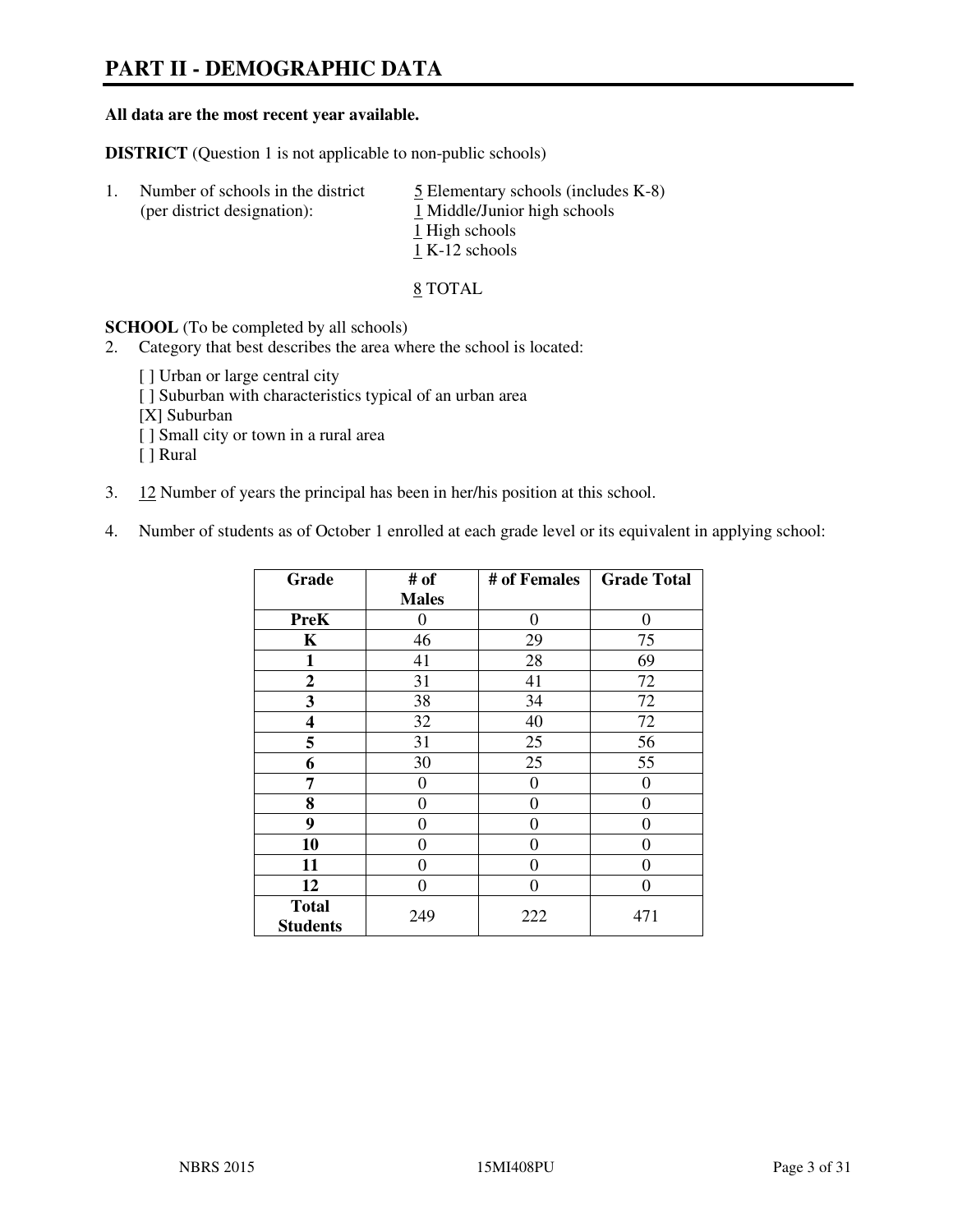# PART II - DEMOGRAPHIC DATA

**All data are the most recent year available.**

**DISTRICT** (Question 1 is not applicable to non-public schools)

1. Number of schools in the district (per district designation):
   - 5 Elementary schools (includes K-8)
   - 1 Middle/Junior high schools
   - 1 High schools
   - 1 K-12 schools

   8 TOTAL

**SCHOOL** (To be completed by all schools)

2. Category that best describes the area where the school is located:

   [ ] Urban or large central city
   [ ] Suburban with characteristics typical of an urban area
   [X] Suburban
   [ ] Small city or town in a rural area
   [ ] Rural

3. 12 Number of years the principal has been in her/his position at this school.

4. Number of students as of October 1 enrolled at each grade level or its equivalent in applying school:

| Grade | # of Males | # of Females | Grade Total |
|---|---|---|---|
| **PreK** | 0 | 0 | 0 |
| **K** | 46 | 29 | 75 |
| **1** | 41 | 28 | 69 |
| **2** | 31 | 41 | 72 |
| **3** | 38 | 34 | 72 |
| **4** | 32 | 40 | 72 |
| **5** | 31 | 25 | 56 |
| **6** | 30 | 25 | 55 |
| **7** | 0 | 0 | 0 |
| **8** | 0 | 0 | 0 |
| **9** | 0 | 0 | 0 |
| **10** | 0 | 0 | 0 |
| **11** | 0 | 0 | 0 |
| **12** | 0 | 0 | 0 |
| **Total Students** | 249 | 222 | 471 |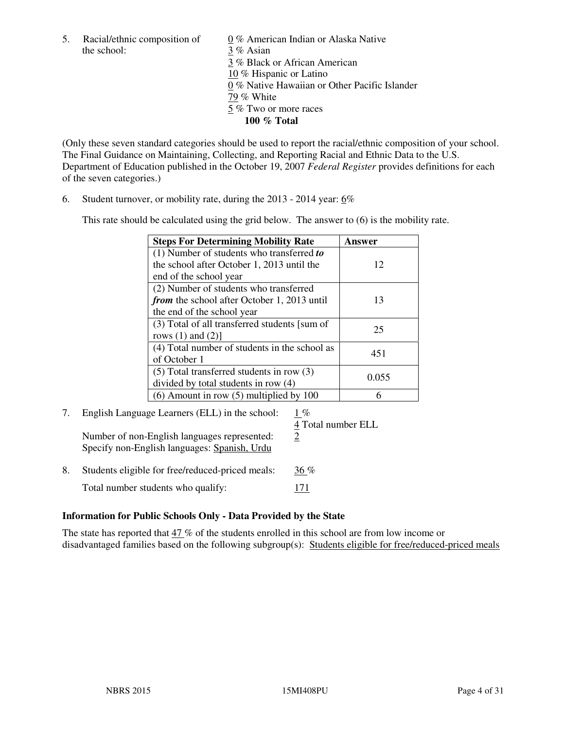5. Racial/ethnic composition of the school:

0 % American Indian or Alaska Native
3 % Asian
3 % Black or African American
10 % Hispanic or Latino
0 % Native Hawaiian or Other Pacific Islander
79 % White
5 % Two or more races
**100 % Total**

(Only these seven standard categories should be used to report the racial/ethnic composition of your school. The Final Guidance on Maintaining, Collecting, and Reporting Racial and Ethnic Data to the U.S. Department of Education published in the October 19, 2007 *Federal Register* provides definitions for each of the seven categories.)

6. Student turnover, or mobility rate, during the 2013 - 2014 year: 6%

This rate should be calculated using the grid below. The answer to (6) is the mobility rate.

| **Steps For Determining Mobility Rate** | **Answer** |
|---|---|
| (1) Number of students who transferred ***to*** the school after October 1, 2013 until the end of the school year | 12 |
| (2) Number of students who transferred ***from*** the school after October 1, 2013 until the end of the school year | 13 |
| (3) Total of all transferred students [sum of rows (1) and (2)] | 25 |
| (4) Total number of students in the school as of October 1 | 451 |
| (5) Total transferred students in row (3) divided by total students in row (4) | 0.055 |
| (6) Amount in row (5) multiplied by 100 | 6 |

7. English Language Learners (ELL) in the school: 1 %
4 Total number ELL

Number of non-English languages represented: 2
Specify non-English languages: Spanish, Urdu

8. Students eligible for free/reduced-priced meals: 36 %

Total number students who qualify: 171

**Information for Public Schools Only - Data Provided by the State**

The state has reported that 47 % of the students enrolled in this school are from low income or disadvantaged families based on the following subgroup(s): Students eligible for free/reduced-priced meals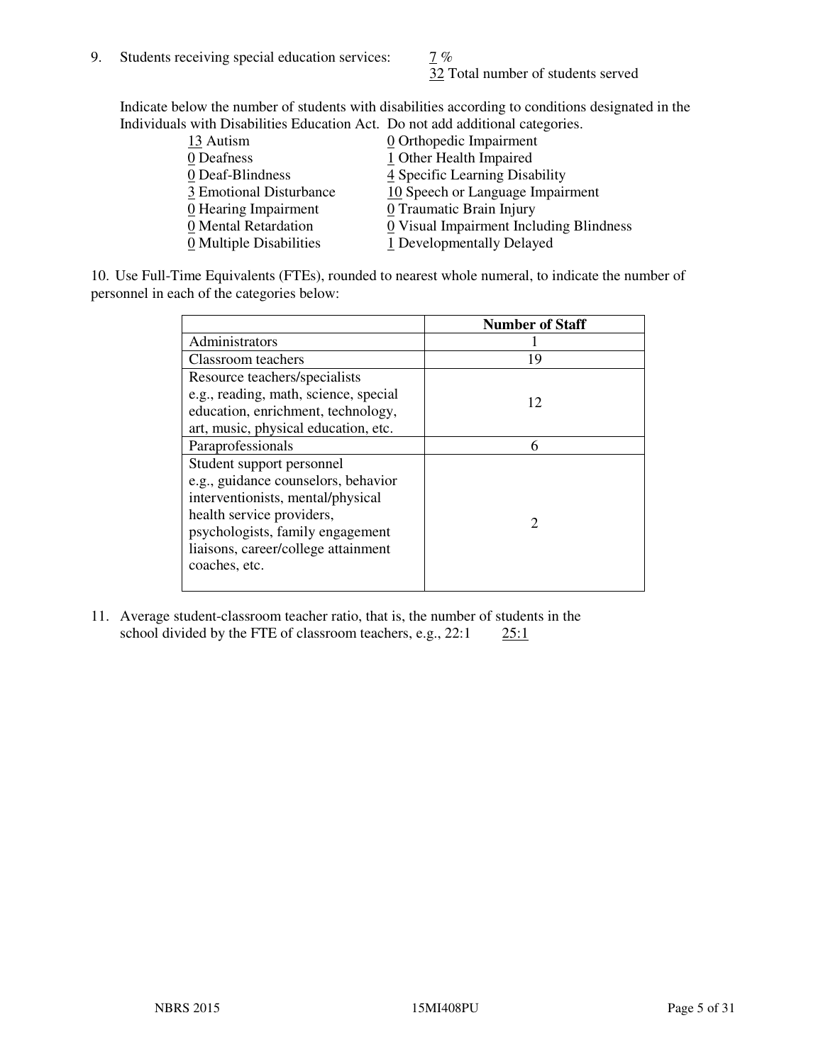9. Students receiving special education services: 7 %
32 Total number of students served

Indicate below the number of students with disabilities according to conditions designated in the Individuals with Disabilities Education Act. Do not add additional categories.

| | |
|---|---|
| 13 Autism | 0 Orthopedic Impairment |
| 0 Deafness | 1 Other Health Impaired |
| 0 Deaf-Blindness | 4 Specific Learning Disability |
| 3 Emotional Disturbance | 10 Speech or Language Impairment |
| 0 Hearing Impairment | 0 Traumatic Brain Injury |
| 0 Mental Retardation | 0 Visual Impairment Including Blindness |
| 0 Multiple Disabilities | 1 Developmentally Delayed |

10. Use Full-Time Equivalents (FTEs), rounded to nearest whole numeral, to indicate the number of personnel in each of the categories below:

| | Number of Staff |
|---|---|
| Administrators | 1 |
| Classroom teachers | 19 |
| Resource teachers/specialists e.g., reading, math, science, special education, enrichment, technology, art, music, physical education, etc. | 12 |
| Paraprofessionals | 6 |
| Student support personnel e.g., guidance counselors, behavior interventionists, mental/physical health service providers, psychologists, family engagement liaisons, career/college attainment coaches, etc. | 2 |

11. Average student-classroom teacher ratio, that is, the number of students in the school divided by the FTE of classroom teachers, e.g., 22:1 25:1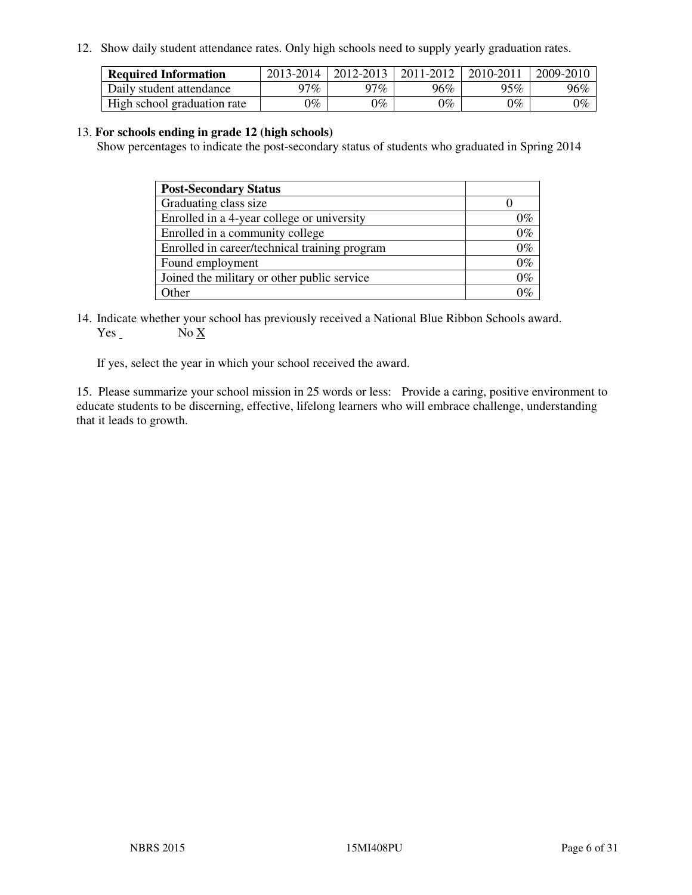12. Show daily student attendance rates. Only high schools need to supply yearly graduation rates.

| Required Information | 2013-2014 | 2012-2013 | 2011-2012 | 2010-2011 | 2009-2010 |
|---|---|---|---|---|---|
| Daily student attendance | 97% | 97% | 96% | 95% | 96% |
| High school graduation rate | 0% | 0% | 0% | 0% | 0% |

13. **For schools ending in grade 12 (high schools)**
Show percentages to indicate the post-secondary status of students who graduated in Spring 2014

| Post-Secondary Status | |
|---|---|
| Graduating class size | 0 |
| Enrolled in a 4-year college or university | 0% |
| Enrolled in a community college | 0% |
| Enrolled in career/technical training program | 0% |
| Found employment | 0% |
| Joined the military or other public service | 0% |
| Other | 0% |

14. Indicate whether your school has previously received a National Blue Ribbon Schools award.
Yes No X

If yes, select the year in which your school received the award.

15. Please summarize your school mission in 25 words or less: Provide a caring, positive environment to educate students to be discerning, effective, lifelong learners who will embrace challenge, understanding that it leads to growth.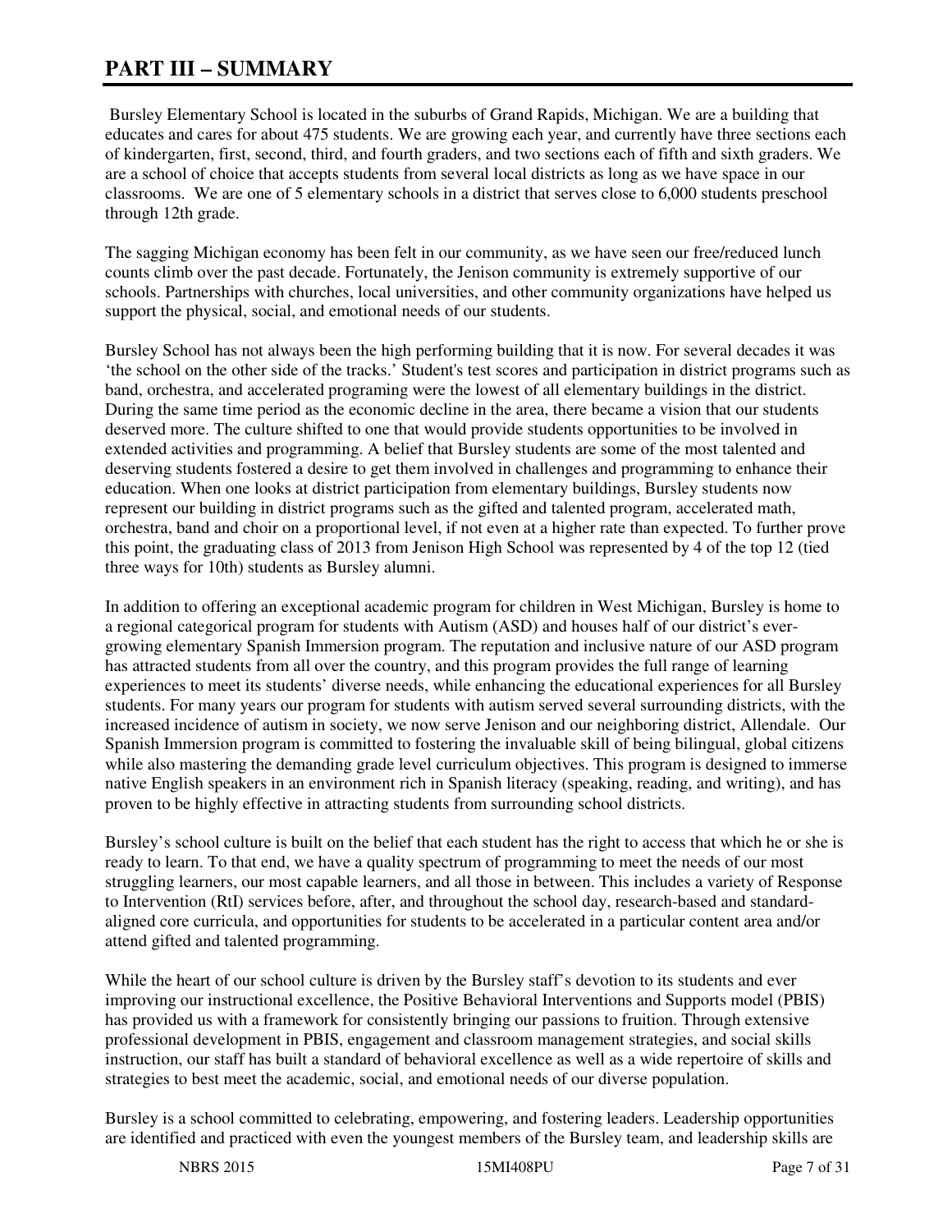# PART III – SUMMARY

Bursley Elementary School is located in the suburbs of Grand Rapids, Michigan. We are a building that educates and cares for about 475 students. We are growing each year, and currently have three sections each of kindergarten, first, second, third, and fourth graders, and two sections each of fifth and sixth graders. We are a school of choice that accepts students from several local districts as long as we have space in our classrooms. We are one of 5 elementary schools in a district that serves close to 6,000 students preschool through 12th grade.

The sagging Michigan economy has been felt in our community, as we have seen our free/reduced lunch counts climb over the past decade. Fortunately, the Jenison community is extremely supportive of our schools. Partnerships with churches, local universities, and other community organizations have helped us support the physical, social, and emotional needs of our students.

Bursley School has not always been the high performing building that it is now. For several decades it was 'the school on the other side of the tracks.' Student's test scores and participation in district programs such as band, orchestra, and accelerated programing were the lowest of all elementary buildings in the district. During the same time period as the economic decline in the area, there became a vision that our students deserved more. The culture shifted to one that would provide students opportunities to be involved in extended activities and programming. A belief that Bursley students are some of the most talented and deserving students fostered a desire to get them involved in challenges and programming to enhance their education. When one looks at district participation from elementary buildings, Bursley students now represent our building in district programs such as the gifted and talented program, accelerated math, orchestra, band and choir on a proportional level, if not even at a higher rate than expected. To further prove this point, the graduating class of 2013 from Jenison High School was represented by 4 of the top 12 (tied three ways for 10th) students as Bursley alumni.

In addition to offering an exceptional academic program for children in West Michigan, Bursley is home to a regional categorical program for students with Autism (ASD) and houses half of our district's ever-growing elementary Spanish Immersion program. The reputation and inclusive nature of our ASD program has attracted students from all over the country, and this program provides the full range of learning experiences to meet its students' diverse needs, while enhancing the educational experiences for all Bursley students. For many years our program for students with autism served several surrounding districts, with the increased incidence of autism in society, we now serve Jenison and our neighboring district, Allendale. Our Spanish Immersion program is committed to fostering the invaluable skill of being bilingual, global citizens while also mastering the demanding grade level curriculum objectives. This program is designed to immerse native English speakers in an environment rich in Spanish literacy (speaking, reading, and writing), and has proven to be highly effective in attracting students from surrounding school districts.

Bursley's school culture is built on the belief that each student has the right to access that which he or she is ready to learn. To that end, we have a quality spectrum of programming to meet the needs of our most struggling learners, our most capable learners, and all those in between. This includes a variety of Response to Intervention (RtI) services before, after, and throughout the school day, research-based and standard-aligned core curricula, and opportunities for students to be accelerated in a particular content area and/or attend gifted and talented programming.

While the heart of our school culture is driven by the Bursley staff's devotion to its students and ever improving our instructional excellence, the Positive Behavioral Interventions and Supports model (PBIS) has provided us with a framework for consistently bringing our passions to fruition. Through extensive professional development in PBIS, engagement and classroom management strategies, and social skills instruction, our staff has built a standard of behavioral excellence as well as a wide repertoire of skills and strategies to best meet the academic, social, and emotional needs of our diverse population.

Bursley is a school committed to celebrating, empowering, and fostering leaders. Leadership opportunities are identified and practiced with even the youngest members of the Bursley team, and leadership skills are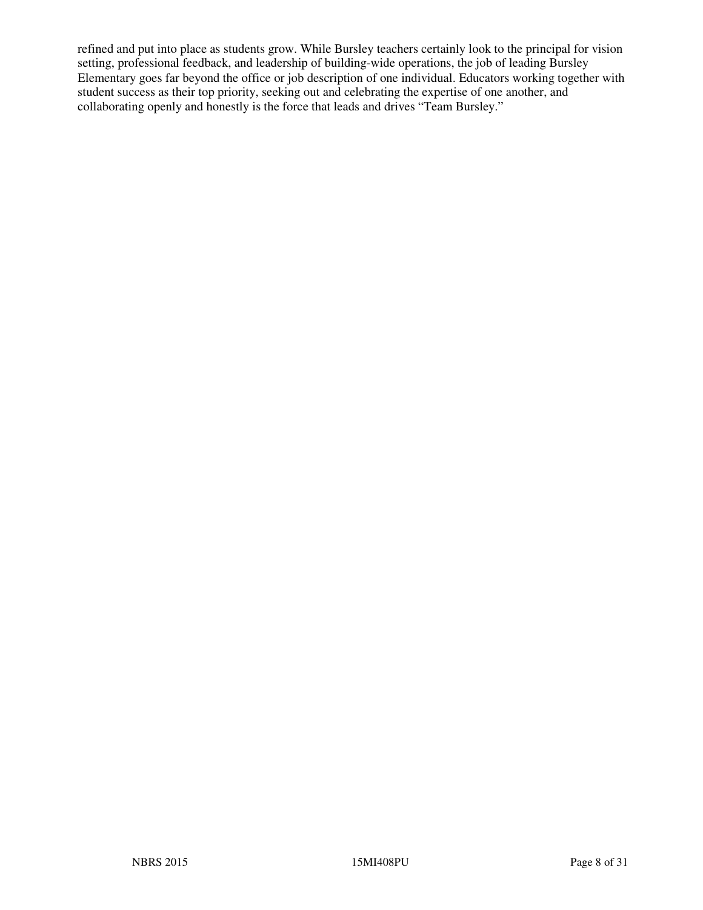refined and put into place as students grow. While Bursley teachers certainly look to the principal for vision setting, professional feedback, and leadership of building-wide operations, the job of leading Bursley Elementary goes far beyond the office or job description of one individual. Educators working together with student success as their top priority, seeking out and celebrating the expertise of one another, and collaborating openly and honestly is the force that leads and drives "Team Bursley."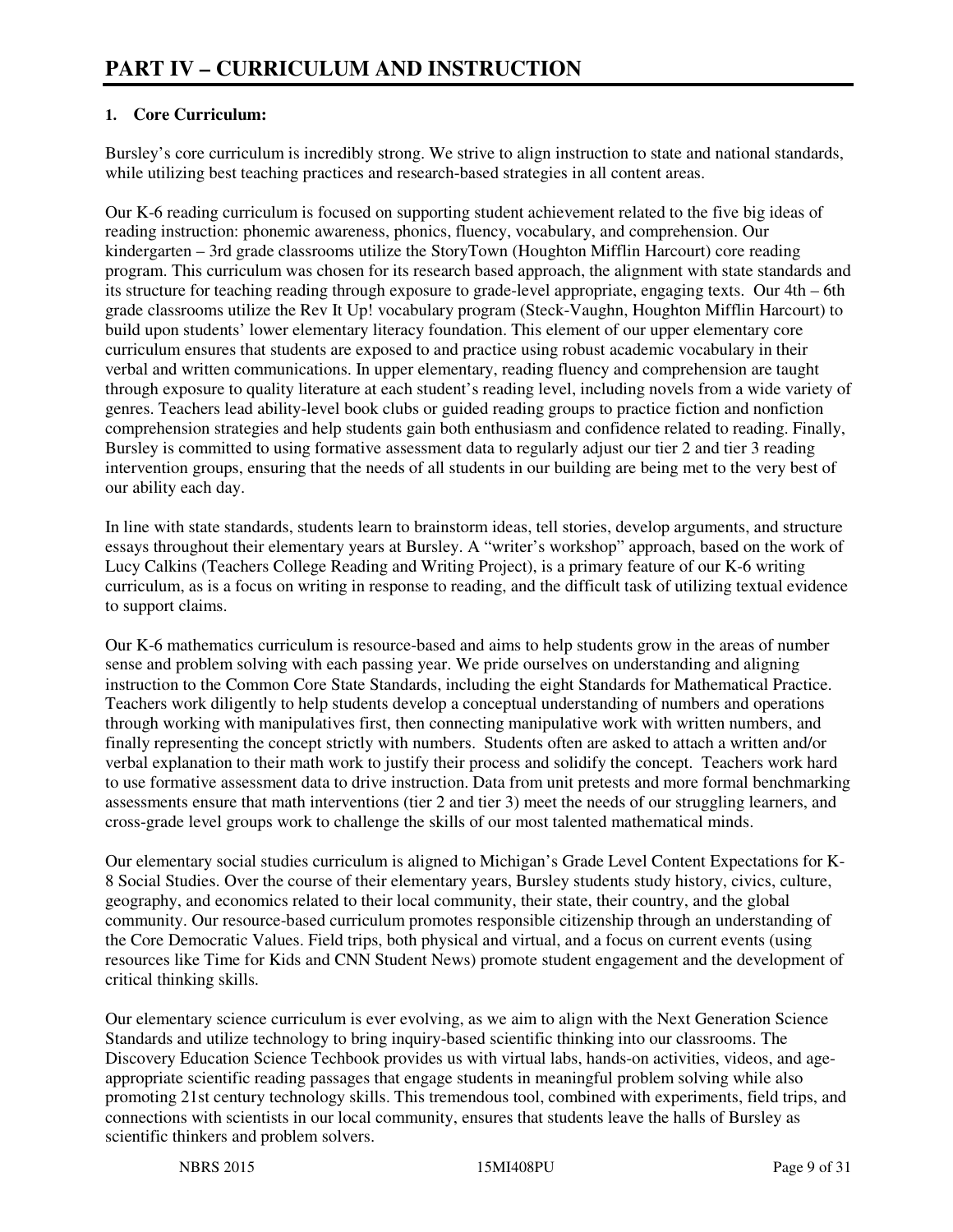# PART IV – CURRICULUM AND INSTRUCTION

**1. Core Curriculum:**

Bursley's core curriculum is incredibly strong. We strive to align instruction to state and national standards, while utilizing best teaching practices and research-based strategies in all content areas.

Our K-6 reading curriculum is focused on supporting student achievement related to the five big ideas of reading instruction: phonemic awareness, phonics, fluency, vocabulary, and comprehension. Our kindergarten – 3rd grade classrooms utilize the StoryTown (Houghton Mifflin Harcourt) core reading program. This curriculum was chosen for its research based approach, the alignment with state standards and its structure for teaching reading through exposure to grade-level appropriate, engaging texts. Our 4th – 6th grade classrooms utilize the Rev It Up! vocabulary program (Steck-Vaughn, Houghton Mifflin Harcourt) to build upon students' lower elementary literacy foundation. This element of our upper elementary core curriculum ensures that students are exposed to and practice using robust academic vocabulary in their verbal and written communications. In upper elementary, reading fluency and comprehension are taught through exposure to quality literature at each student's reading level, including novels from a wide variety of genres. Teachers lead ability-level book clubs or guided reading groups to practice fiction and nonfiction comprehension strategies and help students gain both enthusiasm and confidence related to reading. Finally, Bursley is committed to using formative assessment data to regularly adjust our tier 2 and tier 3 reading intervention groups, ensuring that the needs of all students in our building are being met to the very best of our ability each day.

In line with state standards, students learn to brainstorm ideas, tell stories, develop arguments, and structure essays throughout their elementary years at Bursley. A "writer's workshop" approach, based on the work of Lucy Calkins (Teachers College Reading and Writing Project), is a primary feature of our K-6 writing curriculum, as is a focus on writing in response to reading, and the difficult task of utilizing textual evidence to support claims.

Our K-6 mathematics curriculum is resource-based and aims to help students grow in the areas of number sense and problem solving with each passing year. We pride ourselves on understanding and aligning instruction to the Common Core State Standards, including the eight Standards for Mathematical Practice. Teachers work diligently to help students develop a conceptual understanding of numbers and operations through working with manipulatives first, then connecting manipulative work with written numbers, and finally representing the concept strictly with numbers. Students often are asked to attach a written and/or verbal explanation to their math work to justify their process and solidify the concept. Teachers work hard to use formative assessment data to drive instruction. Data from unit pretests and more formal benchmarking assessments ensure that math interventions (tier 2 and tier 3) meet the needs of our struggling learners, and cross-grade level groups work to challenge the skills of our most talented mathematical minds.

Our elementary social studies curriculum is aligned to Michigan's Grade Level Content Expectations for K-8 Social Studies. Over the course of their elementary years, Bursley students study history, civics, culture, geography, and economics related to their local community, their state, their country, and the global community. Our resource-based curriculum promotes responsible citizenship through an understanding of the Core Democratic Values. Field trips, both physical and virtual, and a focus on current events (using resources like Time for Kids and CNN Student News) promote student engagement and the development of critical thinking skills.

Our elementary science curriculum is ever evolving, as we aim to align with the Next Generation Science Standards and utilize technology to bring inquiry-based scientific thinking into our classrooms. The Discovery Education Science Techbook provides us with virtual labs, hands-on activities, videos, and age-appropriate scientific reading passages that engage students in meaningful problem solving while also promoting 21st century technology skills. This tremendous tool, combined with experiments, field trips, and connections with scientists in our local community, ensures that students leave the halls of Bursley as scientific thinkers and problem solvers.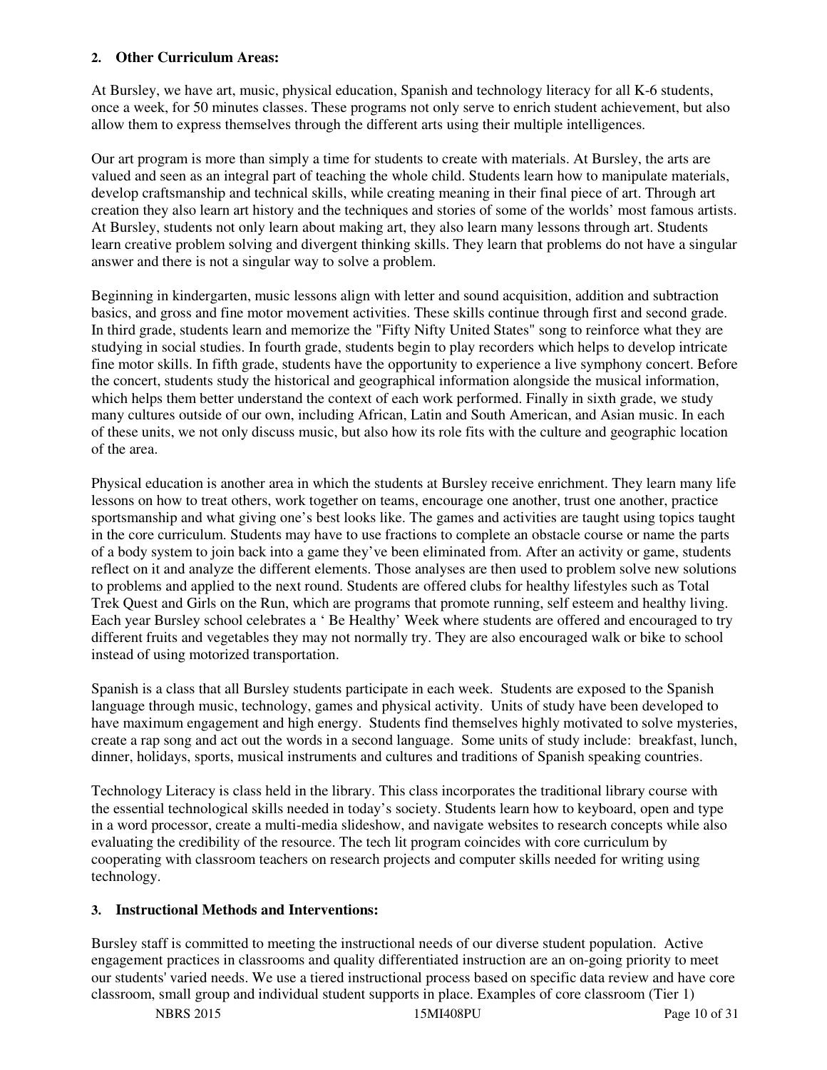**2. Other Curriculum Areas:**

At Bursley, we have art, music, physical education, Spanish and technology literacy for all K-6 students, once a week, for 50 minutes classes. These programs not only serve to enrich student achievement, but also allow them to express themselves through the different arts using their multiple intelligences.

Our art program is more than simply a time for students to create with materials. At Bursley, the arts are valued and seen as an integral part of teaching the whole child. Students learn how to manipulate materials, develop craftsmanship and technical skills, while creating meaning in their final piece of art. Through art creation they also learn art history and the techniques and stories of some of the worlds' most famous artists. At Bursley, students not only learn about making art, they also learn many lessons through art. Students learn creative problem solving and divergent thinking skills. They learn that problems do not have a singular answer and there is not a singular way to solve a problem.

Beginning in kindergarten, music lessons align with letter and sound acquisition, addition and subtraction basics, and gross and fine motor movement activities. These skills continue through first and second grade. In third grade, students learn and memorize the "Fifty Nifty United States" song to reinforce what they are studying in social studies. In fourth grade, students begin to play recorders which helps to develop intricate fine motor skills. In fifth grade, students have the opportunity to experience a live symphony concert. Before the concert, students study the historical and geographical information alongside the musical information, which helps them better understand the context of each work performed. Finally in sixth grade, we study many cultures outside of our own, including African, Latin and South American, and Asian music. In each of these units, we not only discuss music, but also how its role fits with the culture and geographic location of the area.

Physical education is another area in which the students at Bursley receive enrichment. They learn many life lessons on how to treat others, work together on teams, encourage one another, trust one another, practice sportsmanship and what giving one's best looks like. The games and activities are taught using topics taught in the core curriculum. Students may have to use fractions to complete an obstacle course or name the parts of a body system to join back into a game they've been eliminated from. After an activity or game, students reflect on it and analyze the different elements. Those analyses are then used to problem solve new solutions to problems and applied to the next round. Students are offered clubs for healthy lifestyles such as Total Trek Quest and Girls on the Run, which are programs that promote running, self esteem and healthy living. Each year Bursley school celebrates a ' Be Healthy' Week where students are offered and encouraged to try different fruits and vegetables they may not normally try. They are also encouraged walk or bike to school instead of using motorized transportation.

Spanish is a class that all Bursley students participate in each week. Students are exposed to the Spanish language through music, technology, games and physical activity. Units of study have been developed to have maximum engagement and high energy. Students find themselves highly motivated to solve mysteries, create a rap song and act out the words in a second language. Some units of study include: breakfast, lunch, dinner, holidays, sports, musical instruments and cultures and traditions of Spanish speaking countries.

Technology Literacy is class held in the library. This class incorporates the traditional library course with the essential technological skills needed in today's society. Students learn how to keyboard, open and type in a word processor, create a multi-media slideshow, and navigate websites to research concepts while also evaluating the credibility of the resource. The tech lit program coincides with core curriculum by cooperating with classroom teachers on research projects and computer skills needed for writing using technology.

**3. Instructional Methods and Interventions:**

Bursley staff is committed to meeting the instructional needs of our diverse student population. Active engagement practices in classrooms and quality differentiated instruction are an on-going priority to meet our students' varied needs. We use a tiered instructional process based on specific data review and have core classroom, small group and individual student supports in place. Examples of core classroom (Tier 1)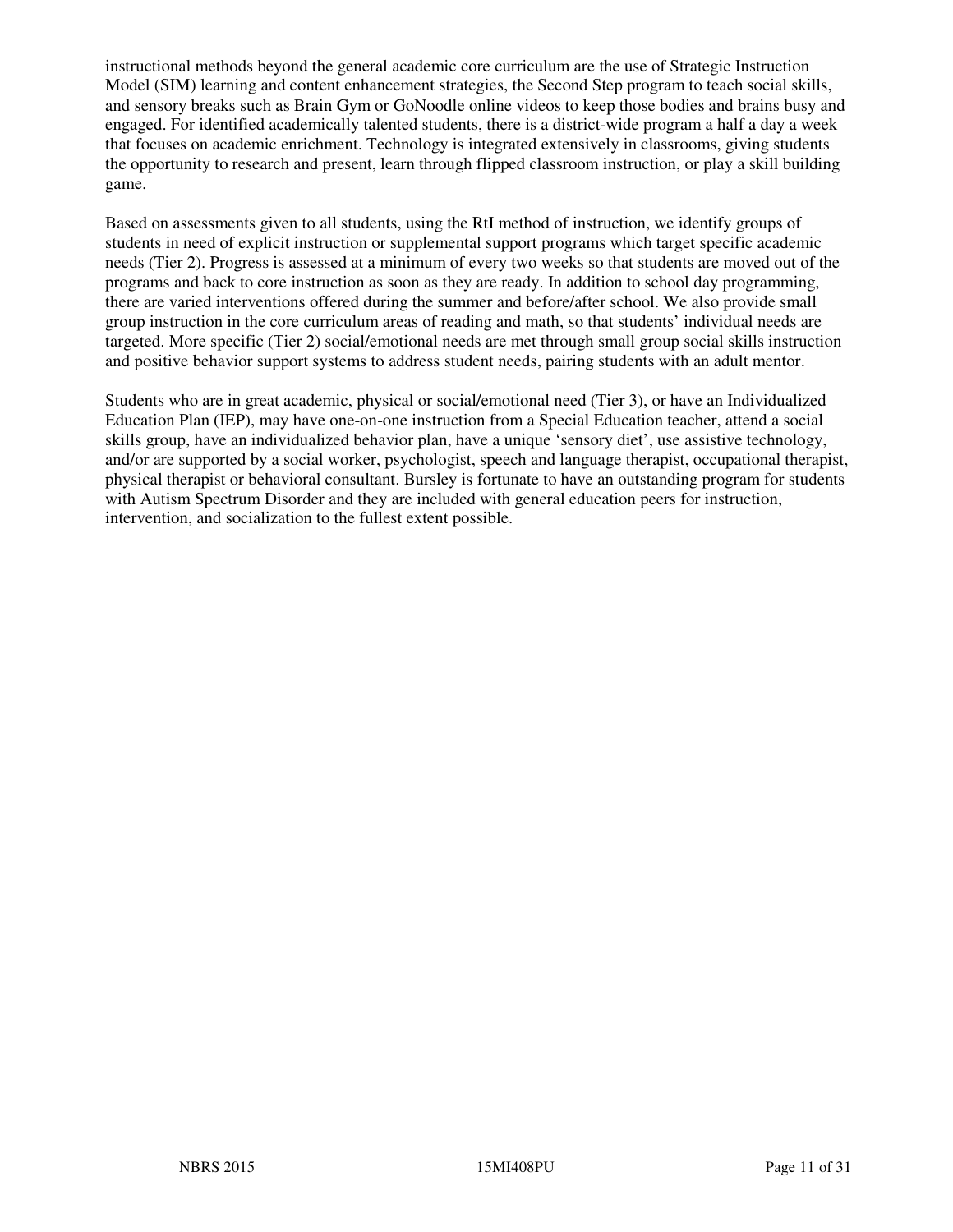instructional methods beyond the general academic core curriculum are the use of Strategic Instruction Model (SIM) learning and content enhancement strategies, the Second Step program to teach social skills, and sensory breaks such as Brain Gym or GoNoodle online videos to keep those bodies and brains busy and engaged. For identified academically talented students, there is a district-wide program a half a day a week that focuses on academic enrichment. Technology is integrated extensively in classrooms, giving students the opportunity to research and present, learn through flipped classroom instruction, or play a skill building game.

Based on assessments given to all students, using the RtI method of instruction, we identify groups of students in need of explicit instruction or supplemental support programs which target specific academic needs (Tier 2). Progress is assessed at a minimum of every two weeks so that students are moved out of the programs and back to core instruction as soon as they are ready. In addition to school day programming, there are varied interventions offered during the summer and before/after school. We also provide small group instruction in the core curriculum areas of reading and math, so that students' individual needs are targeted. More specific (Tier 2) social/emotional needs are met through small group social skills instruction and positive behavior support systems to address student needs, pairing students with an adult mentor.

Students who are in great academic, physical or social/emotional need (Tier 3), or have an Individualized Education Plan (IEP), may have one-on-one instruction from a Special Education teacher, attend a social skills group, have an individualized behavior plan, have a unique 'sensory diet', use assistive technology, and/or are supported by a social worker, psychologist, speech and language therapist, occupational therapist, physical therapist or behavioral consultant. Bursley is fortunate to have an outstanding program for students with Autism Spectrum Disorder and they are included with general education peers for instruction, intervention, and socialization to the fullest extent possible.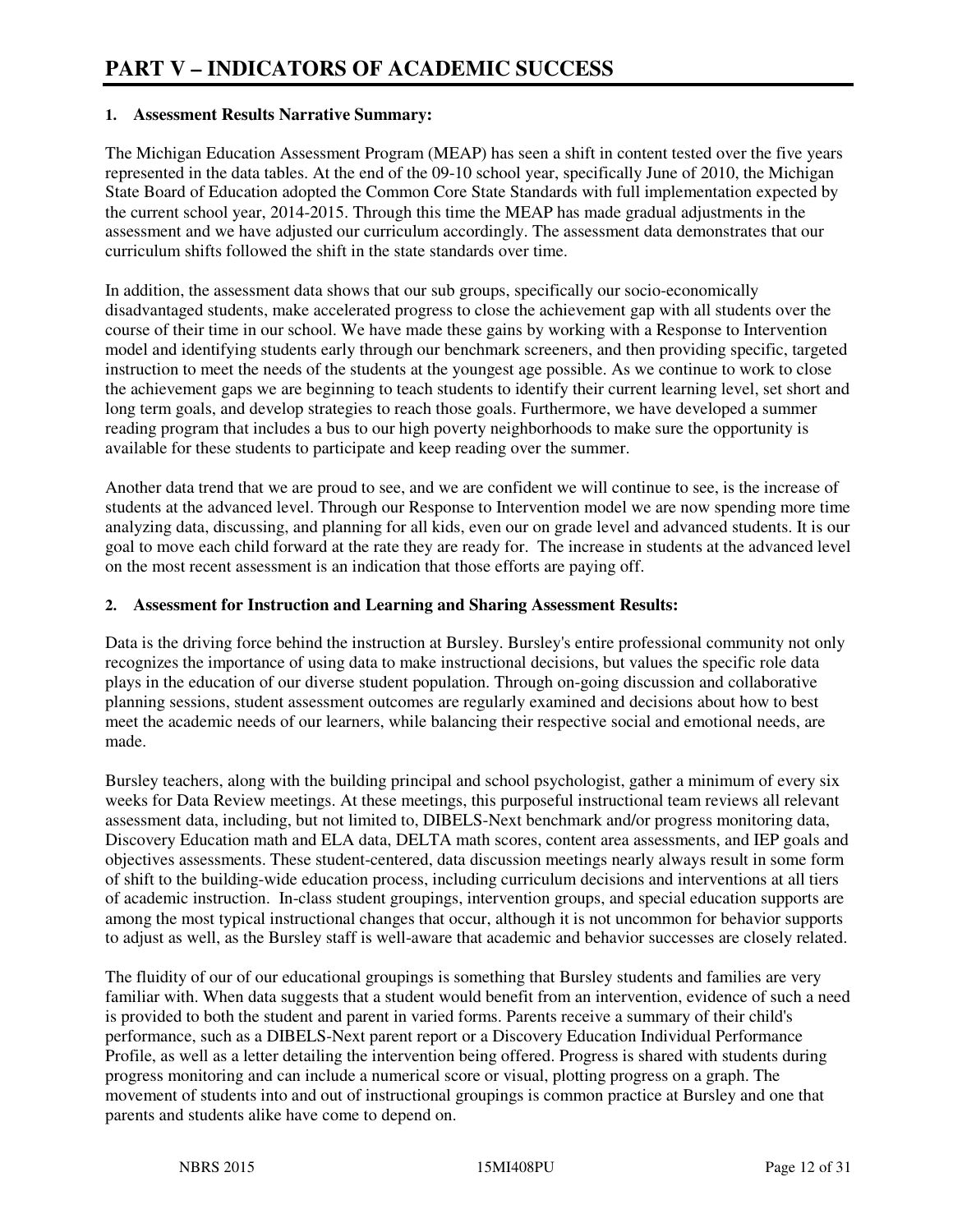# PART V – INDICATORS OF ACADEMIC SUCCESS

**1. Assessment Results Narrative Summary:**

The Michigan Education Assessment Program (MEAP) has seen a shift in content tested over the five years represented in the data tables. At the end of the 09-10 school year, specifically June of 2010, the Michigan State Board of Education adopted the Common Core State Standards with full implementation expected by the current school year, 2014-2015. Through this time the MEAP has made gradual adjustments in the assessment and we have adjusted our curriculum accordingly. The assessment data demonstrates that our curriculum shifts followed the shift in the state standards over time.

In addition, the assessment data shows that our sub groups, specifically our socio-economically disadvantaged students, make accelerated progress to close the achievement gap with all students over the course of their time in our school. We have made these gains by working with a Response to Intervention model and identifying students early through our benchmark screeners, and then providing specific, targeted instruction to meet the needs of the students at the youngest age possible. As we continue to work to close the achievement gaps we are beginning to teach students to identify their current learning level, set short and long term goals, and develop strategies to reach those goals. Furthermore, we have developed a summer reading program that includes a bus to our high poverty neighborhoods to make sure the opportunity is available for these students to participate and keep reading over the summer.

Another data trend that we are proud to see, and we are confident we will continue to see, is the increase of students at the advanced level. Through our Response to Intervention model we are now spending more time analyzing data, discussing, and planning for all kids, even our on grade level and advanced students. It is our goal to move each child forward at the rate they are ready for. The increase in students at the advanced level on the most recent assessment is an indication that those efforts are paying off.

**2. Assessment for Instruction and Learning and Sharing Assessment Results:**

Data is the driving force behind the instruction at Bursley. Bursley's entire professional community not only recognizes the importance of using data to make instructional decisions, but values the specific role data plays in the education of our diverse student population. Through on-going discussion and collaborative planning sessions, student assessment outcomes are regularly examined and decisions about how to best meet the academic needs of our learners, while balancing their respective social and emotional needs, are made.

Bursley teachers, along with the building principal and school psychologist, gather a minimum of every six weeks for Data Review meetings. At these meetings, this purposeful instructional team reviews all relevant assessment data, including, but not limited to, DIBELS-Next benchmark and/or progress monitoring data, Discovery Education math and ELA data, DELTA math scores, content area assessments, and IEP goals and objectives assessments. These student-centered, data discussion meetings nearly always result in some form of shift to the building-wide education process, including curriculum decisions and interventions at all tiers of academic instruction. In-class student groupings, intervention groups, and special education supports are among the most typical instructional changes that occur, although it is not uncommon for behavior supports to adjust as well, as the Bursley staff is well-aware that academic and behavior successes are closely related.

The fluidity of our of our educational groupings is something that Bursley students and families are very familiar with. When data suggests that a student would benefit from an intervention, evidence of such a need is provided to both the student and parent in varied forms. Parents receive a summary of their child's performance, such as a DIBELS-Next parent report or a Discovery Education Individual Performance Profile, as well as a letter detailing the intervention being offered. Progress is shared with students during progress monitoring and can include a numerical score or visual, plotting progress on a graph. The movement of students into and out of instructional groupings is common practice at Bursley and one that parents and students alike have come to depend on.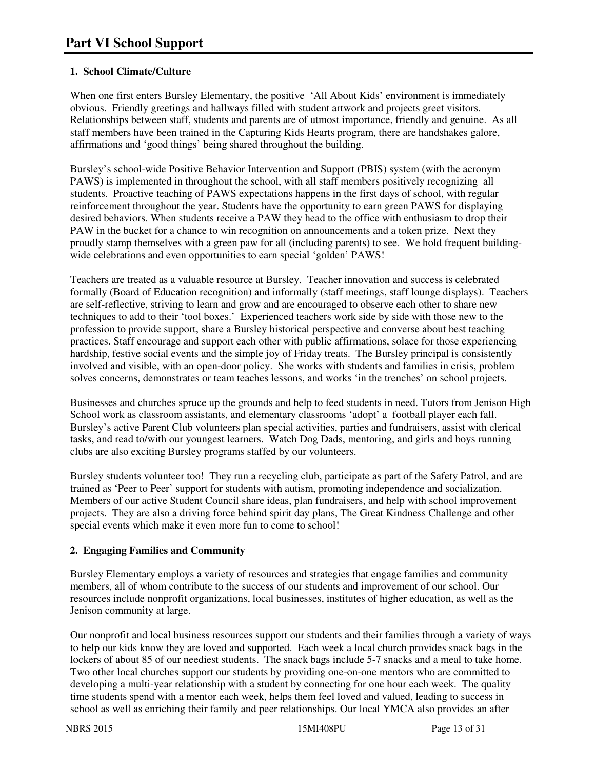# Part VI School Support

## 1. School Climate/Culture

When one first enters Bursley Elementary, the positive 'All About Kids' environment is immediately obvious. Friendly greetings and hallways filled with student artwork and projects greet visitors. Relationships between staff, students and parents are of utmost importance, friendly and genuine. As all staff members have been trained in the Capturing Kids Hearts program, there are handshakes galore, affirmations and 'good things' being shared throughout the building.

Bursley's school-wide Positive Behavior Intervention and Support (PBIS) system (with the acronym PAWS) is implemented in throughout the school, with all staff members positively recognizing all students. Proactive teaching of PAWS expectations happens in the first days of school, with regular reinforcement throughout the year. Students have the opportunity to earn green PAWS for displaying desired behaviors. When students receive a PAW they head to the office with enthusiasm to drop their PAW in the bucket for a chance to win recognition on announcements and a token prize. Next they proudly stamp themselves with a green paw for all (including parents) to see. We hold frequent building-wide celebrations and even opportunities to earn special 'golden' PAWS!

Teachers are treated as a valuable resource at Bursley. Teacher innovation and success is celebrated formally (Board of Education recognition) and informally (staff meetings, staff lounge displays). Teachers are self-reflective, striving to learn and grow and are encouraged to observe each other to share new techniques to add to their 'tool boxes.' Experienced teachers work side by side with those new to the profession to provide support, share a Bursley historical perspective and converse about best teaching practices. Staff encourage and support each other with public affirmations, solace for those experiencing hardship, festive social events and the simple joy of Friday treats. The Bursley principal is consistently involved and visible, with an open-door policy. She works with students and families in crisis, problem solves concerns, demonstrates or team teaches lessons, and works 'in the trenches' on school projects.

Businesses and churches spruce up the grounds and help to feed students in need. Tutors from Jenison High School work as classroom assistants, and elementary classrooms 'adopt' a football player each fall. Bursley's active Parent Club volunteers plan special activities, parties and fundraisers, assist with clerical tasks, and read to/with our youngest learners. Watch Dog Dads, mentoring, and girls and boys running clubs are also exciting Bursley programs staffed by our volunteers.

Bursley students volunteer too! They run a recycling club, participate as part of the Safety Patrol, and are trained as 'Peer to Peer' support for students with autism, promoting independence and socialization. Members of our active Student Council share ideas, plan fundraisers, and help with school improvement projects. They are also a driving force behind spirit day plans, The Great Kindness Challenge and other special events which make it even more fun to come to school!

## 2. Engaging Families and Community

Bursley Elementary employs a variety of resources and strategies that engage families and community members, all of whom contribute to the success of our students and improvement of our school. Our resources include nonprofit organizations, local businesses, institutes of higher education, as well as the Jenison community at large.

Our nonprofit and local business resources support our students and their families through a variety of ways to help our kids know they are loved and supported. Each week a local church provides snack bags in the lockers of about 85 of our neediest students. The snack bags include 5-7 snacks and a meal to take home. Two other local churches support our students by providing one-on-one mentors who are committed to developing a multi-year relationship with a student by connecting for one hour each week. The quality time students spend with a mentor each week, helps them feel loved and valued, leading to success in school as well as enriching their family and peer relationships. Our local YMCA also provides an after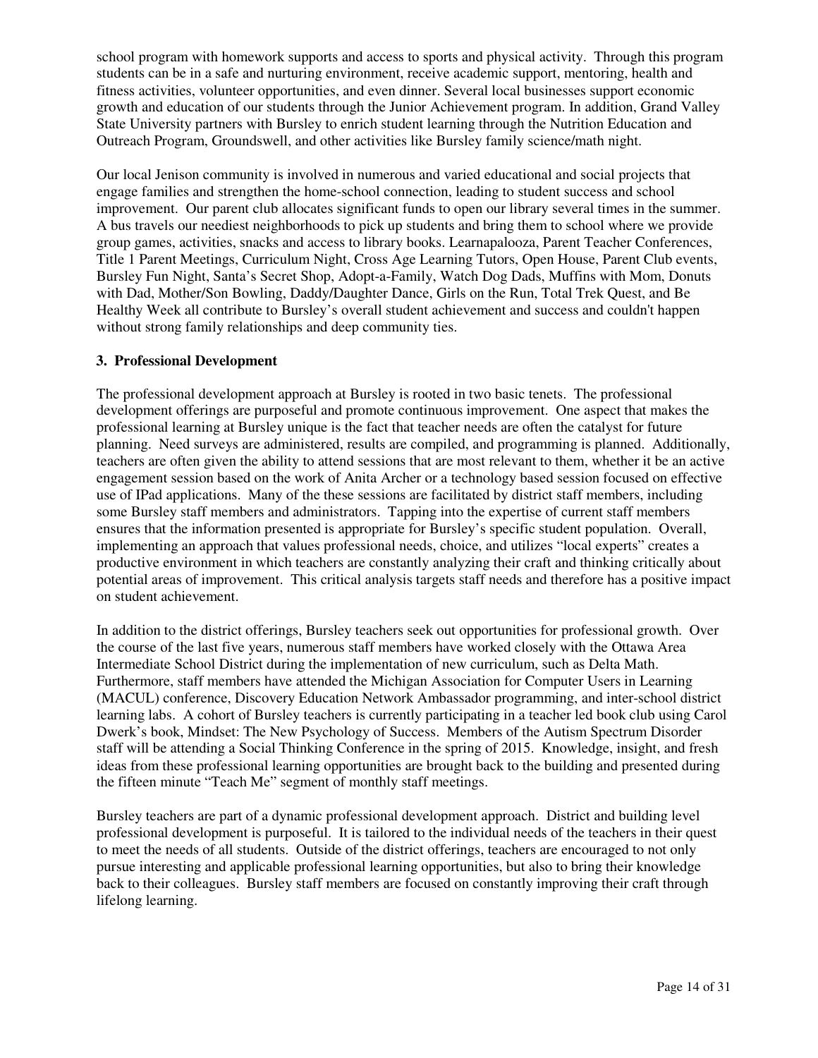school program with homework supports and access to sports and physical activity. Through this program students can be in a safe and nurturing environment, receive academic support, mentoring, health and fitness activities, volunteer opportunities, and even dinner. Several local businesses support economic growth and education of our students through the Junior Achievement program. In addition, Grand Valley State University partners with Bursley to enrich student learning through the Nutrition Education and Outreach Program, Groundswell, and other activities like Bursley family science/math night.

Our local Jenison community is involved in numerous and varied educational and social projects that engage families and strengthen the home-school connection, leading to student success and school improvement. Our parent club allocates significant funds to open our library several times in the summer. A bus travels our neediest neighborhoods to pick up students and bring them to school where we provide group games, activities, snacks and access to library books. Learnapalooza, Parent Teacher Conferences, Title 1 Parent Meetings, Curriculum Night, Cross Age Learning Tutors, Open House, Parent Club events, Bursley Fun Night, Santa's Secret Shop, Adopt-a-Family, Watch Dog Dads, Muffins with Mom, Donuts with Dad, Mother/Son Bowling, Daddy/Daughter Dance, Girls on the Run, Total Trek Quest, and Be Healthy Week all contribute to Bursley's overall student achievement and success and couldn't happen without strong family relationships and deep community ties.

### 3. Professional Development

The professional development approach at Bursley is rooted in two basic tenets. The professional development offerings are purposeful and promote continuous improvement. One aspect that makes the professional learning at Bursley unique is the fact that teacher needs are often the catalyst for future planning. Need surveys are administered, results are compiled, and programming is planned. Additionally, teachers are often given the ability to attend sessions that are most relevant to them, whether it be an active engagement session based on the work of Anita Archer or a technology based session focused on effective use of IPad applications. Many of the these sessions are facilitated by district staff members, including some Bursley staff members and administrators. Tapping into the expertise of current staff members ensures that the information presented is appropriate for Bursley's specific student population. Overall, implementing an approach that values professional needs, choice, and utilizes "local experts" creates a productive environment in which teachers are constantly analyzing their craft and thinking critically about potential areas of improvement. This critical analysis targets staff needs and therefore has a positive impact on student achievement.

In addition to the district offerings, Bursley teachers seek out opportunities for professional growth. Over the course of the last five years, numerous staff members have worked closely with the Ottawa Area Intermediate School District during the implementation of new curriculum, such as Delta Math. Furthermore, staff members have attended the Michigan Association for Computer Users in Learning (MACUL) conference, Discovery Education Network Ambassador programming, and inter-school district learning labs. A cohort of Bursley teachers is currently participating in a teacher led book club using Carol Dwerk's book, Mindset: The New Psychology of Success. Members of the Autism Spectrum Disorder staff will be attending a Social Thinking Conference in the spring of 2015. Knowledge, insight, and fresh ideas from these professional learning opportunities are brought back to the building and presented during the fifteen minute "Teach Me" segment of monthly staff meetings.

Bursley teachers are part of a dynamic professional development approach. District and building level professional development is purposeful. It is tailored to the individual needs of the teachers in their quest to meet the needs of all students. Outside of the district offerings, teachers are encouraged to not only pursue interesting and applicable professional learning opportunities, but also to bring their knowledge back to their colleagues. Bursley staff members are focused on constantly improving their craft through lifelong learning.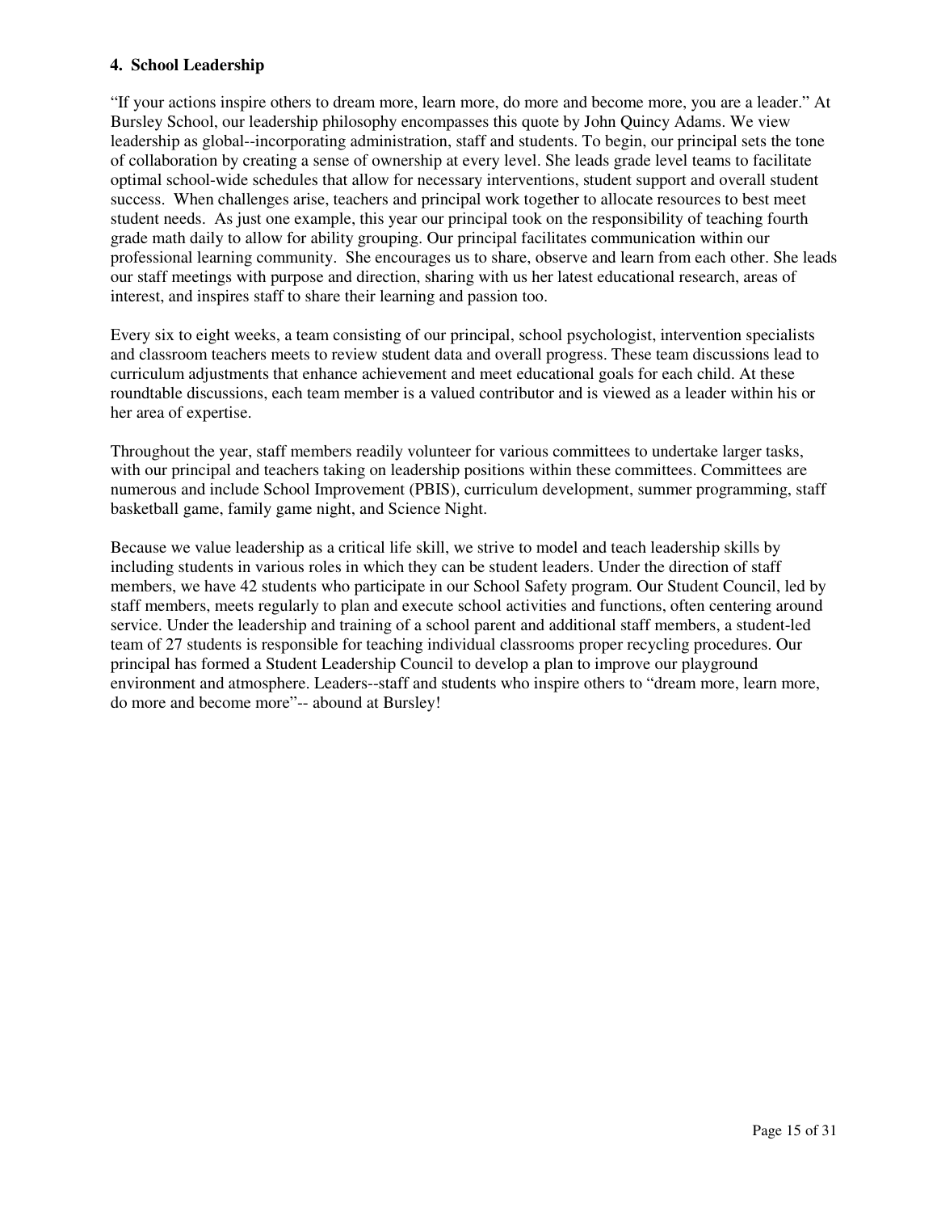**4. School Leadership**

"If your actions inspire others to dream more, learn more, do more and become more, you are a leader." At Bursley School, our leadership philosophy encompasses this quote by John Quincy Adams. We view leadership as global--incorporating administration, staff and students. To begin, our principal sets the tone of collaboration by creating a sense of ownership at every level. She leads grade level teams to facilitate optimal school-wide schedules that allow for necessary interventions, student support and overall student success. When challenges arise, teachers and principal work together to allocate resources to best meet student needs. As just one example, this year our principal took on the responsibility of teaching fourth grade math daily to allow for ability grouping. Our principal facilitates communication within our professional learning community. She encourages us to share, observe and learn from each other. She leads our staff meetings with purpose and direction, sharing with us her latest educational research, areas of interest, and inspires staff to share their learning and passion too.

Every six to eight weeks, a team consisting of our principal, school psychologist, intervention specialists and classroom teachers meets to review student data and overall progress. These team discussions lead to curriculum adjustments that enhance achievement and meet educational goals for each child. At these roundtable discussions, each team member is a valued contributor and is viewed as a leader within his or her area of expertise.

Throughout the year, staff members readily volunteer for various committees to undertake larger tasks, with our principal and teachers taking on leadership positions within these committees. Committees are numerous and include School Improvement (PBIS), curriculum development, summer programming, staff basketball game, family game night, and Science Night.

Because we value leadership as a critical life skill, we strive to model and teach leadership skills by including students in various roles in which they can be student leaders. Under the direction of staff members, we have 42 students who participate in our School Safety program. Our Student Council, led by staff members, meets regularly to plan and execute school activities and functions, often centering around service. Under the leadership and training of a school parent and additional staff members, a student-led team of 27 students is responsible for teaching individual classrooms proper recycling procedures. Our principal has formed a Student Leadership Council to develop a plan to improve our playground environment and atmosphere. Leaders--staff and students who inspire others to "dream more, learn more, do more and become more"-- abound at Bursley!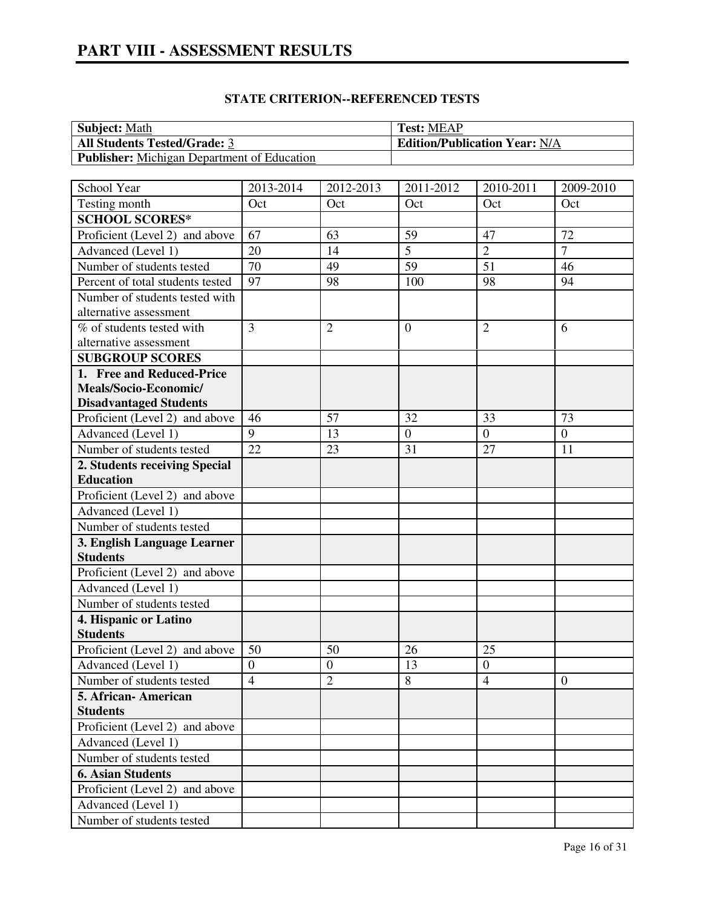# PART VIII - ASSESSMENT RESULTS

## STATE CRITERION--REFERENCED TESTS

| **Subject:** Math | **Test:** MEAP |
|---|---|
| **All Students Tested/Grade:** 3 | **Edition/Publication Year:** N/A |
| **Publisher:** Michigan Department of Education | |

| School Year | 2013-2014 | 2012-2013 | 2011-2012 | 2010-2011 | 2009-2010 |
|---|---|---|---|---|---|
| Testing month | Oct | Oct | Oct | Oct | Oct |
| **SCHOOL SCORES*** | | | | | |
| Proficient (Level 2) and above | 67 | 63 | 59 | 47 | 72 |
| Advanced (Level 1) | 20 | 14 | 5 | 2 | 7 |
| Number of students tested | 70 | 49 | 59 | 51 | 46 |
| Percent of total students tested | 97 | 98 | 100 | 98 | 94 |
| Number of students tested with alternative assessment | | | | | |
| % of students tested with alternative assessment | 3 | 2 | 0 | 2 | 6 |
| **SUBGROUP SCORES** | | | | | |
| **1. Free and Reduced-Price Meals/Socio-Economic/ Disadvantaged Students** | | | | | |
| Proficient (Level 2) and above | 46 | 57 | 32 | 33 | 73 |
| Advanced (Level 1) | 9 | 13 | 0 | 0 | 0 |
| Number of students tested | 22 | 23 | 31 | 27 | 11 |
| **2. Students receiving Special Education** | | | | | |
| Proficient (Level 2) and above | | | | | |
| Advanced (Level 1) | | | | | |
| Number of students tested | | | | | |
| **3. English Language Learner Students** | | | | | |
| Proficient (Level 2) and above | | | | | |
| Advanced (Level 1) | | | | | |
| Number of students tested | | | | | |
| **4. Hispanic or Latino Students** | | | | | |
| Proficient (Level 2) and above | 50 | 50 | 26 | 25 | |
| Advanced (Level 1) | 0 | 0 | 13 | 0 | |
| Number of students tested | 4 | 2 | 8 | 4 | 0 |
| **5. African- American Students** | | | | | |
| Proficient (Level 2) and above | | | | | |
| Advanced (Level 1) | | | | | |
| Number of students tested | | | | | |
| **6. Asian Students** | | | | | |
| Proficient (Level 2) and above | | | | | |
| Advanced (Level 1) | | | | | |
| Number of students tested | | | | | |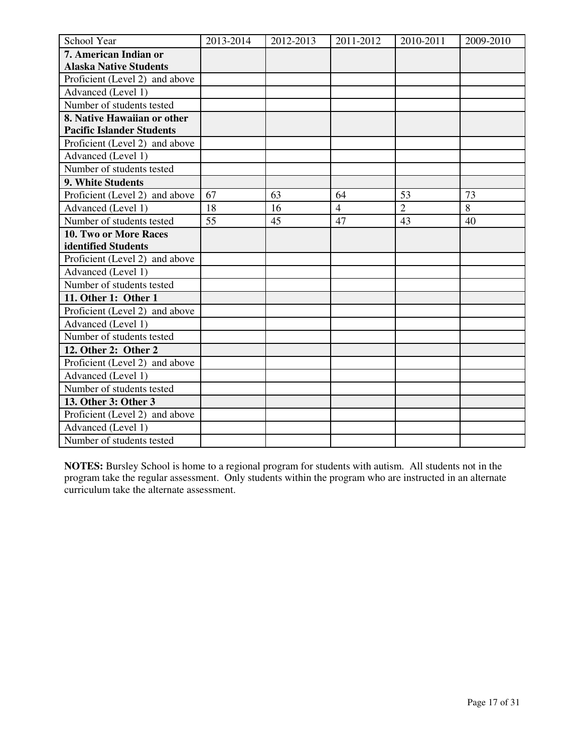| School Year | 2013-2014 | 2012-2013 | 2011-2012 | 2010-2011 | 2009-2010 |
|---|---|---|---|---|---|
| **7. American Indian or Alaska Native Students** | | | | | |
| Proficient (Level 2) and above | | | | | |
| Advanced (Level 1) | | | | | |
| Number of students tested | | | | | |
| **8. Native Hawaiian or other Pacific Islander Students** | | | | | |
| Proficient (Level 2) and above | | | | | |
| Advanced (Level 1) | | | | | |
| Number of students tested | | | | | |
| **9. White Students** | | | | | |
| Proficient (Level 2) and above | 67 | 63 | 64 | 53 | 73 |
| Advanced (Level 1) | 18 | 16 | 4 | 2 | 8 |
| Number of students tested | 55 | 45 | 47 | 43 | 40 |
| **10. Two or More Races identified Students** | | | | | |
| Proficient (Level 2) and above | | | | | |
| Advanced (Level 1) | | | | | |
| Number of students tested | | | | | |
| **11. Other 1: Other 1** | | | | | |
| Proficient (Level 2) and above | | | | | |
| Advanced (Level 1) | | | | | |
| Number of students tested | | | | | |
| **12. Other 2: Other 2** | | | | | |
| Proficient (Level 2) and above | | | | | |
| Advanced (Level 1) | | | | | |
| Number of students tested | | | | | |
| **13. Other 3: Other 3** | | | | | |
| Proficient (Level 2) and above | | | | | |
| Advanced (Level 1) | | | | | |
| Number of students tested | | | | | |

**NOTES:** Bursley School is home to a regional program for students with autism. All students not in the program take the regular assessment. Only students within the program who are instructed in an alternate curriculum take the alternate assessment.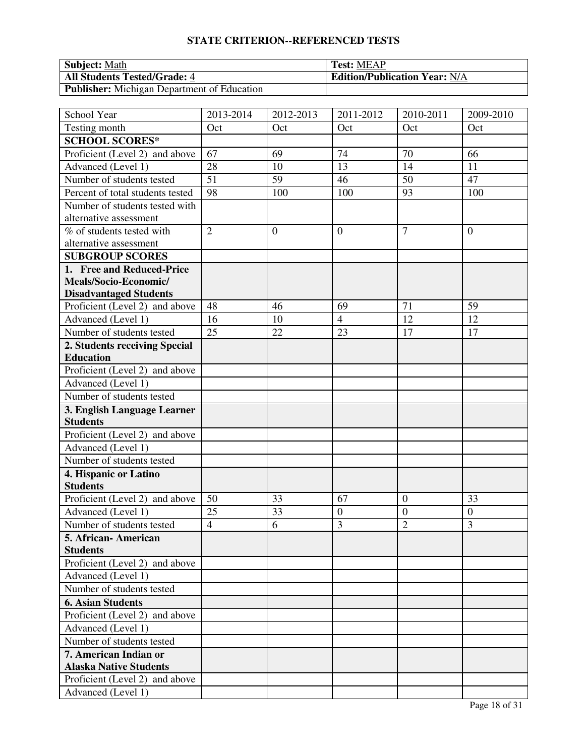# STATE CRITERION--REFERENCED TESTS

| **Subject:** Math | **Test:** MEAP |
|---|---|
| **All Students Tested/Grade:** 4 | **Edition/Publication Year:** N/A |
| **Publisher:** Michigan Department of Education | |

| School Year | 2013-2014 | 2012-2013 | 2011-2012 | 2010-2011 | 2009-2010 |
|---|---|---|---|---|---|
| Testing month | Oct | Oct | Oct | Oct | Oct |
| **SCHOOL SCORES*** | | | | | |
| Proficient (Level 2) and above | 67 | 69 | 74 | 70 | 66 |
| Advanced (Level 1) | 28 | 10 | 13 | 14 | 11 |
| Number of students tested | 51 | 59 | 46 | 50 | 47 |
| Percent of total students tested | 98 | 100 | 100 | 93 | 100 |
| Number of students tested with alternative assessment | | | | | |
| % of students tested with alternative assessment | 2 | 0 | 0 | 7 | 0 |
| **SUBGROUP SCORES** | | | | | |
| **1. Free and Reduced-Price Meals/Socio-Economic/ Disadvantaged Students** | | | | | |
| Proficient (Level 2) and above | 48 | 46 | 69 | 71 | 59 |
| Advanced (Level 1) | 16 | 10 | 4 | 12 | 12 |
| Number of students tested | 25 | 22 | 23 | 17 | 17 |
| **2. Students receiving Special Education** | | | | | |
| Proficient (Level 2) and above | | | | | |
| Advanced (Level 1) | | | | | |
| Number of students tested | | | | | |
| **3. English Language Learner Students** | | | | | |
| Proficient (Level 2) and above | | | | | |
| Advanced (Level 1) | | | | | |
| Number of students tested | | | | | |
| **4. Hispanic or Latino Students** | | | | | |
| Proficient (Level 2) and above | 50 | 33 | 67 | 0 | 33 |
| Advanced (Level 1) | 25 | 33 | 0 | 0 | 0 |
| Number of students tested | 4 | 6 | 3 | 2 | 3 |
| **5. African- American Students** | | | | | |
| Proficient (Level 2) and above | | | | | |
| Advanced (Level 1) | | | | | |
| Number of students tested | | | | | |
| **6. Asian Students** | | | | | |
| Proficient (Level 2) and above | | | | | |
| Advanced (Level 1) | | | | | |
| Number of students tested | | | | | |
| **7. American Indian or Alaska Native Students** | | | | | |
| Proficient (Level 2) and above | | | | | |
| Advanced (Level 1) | | | | | |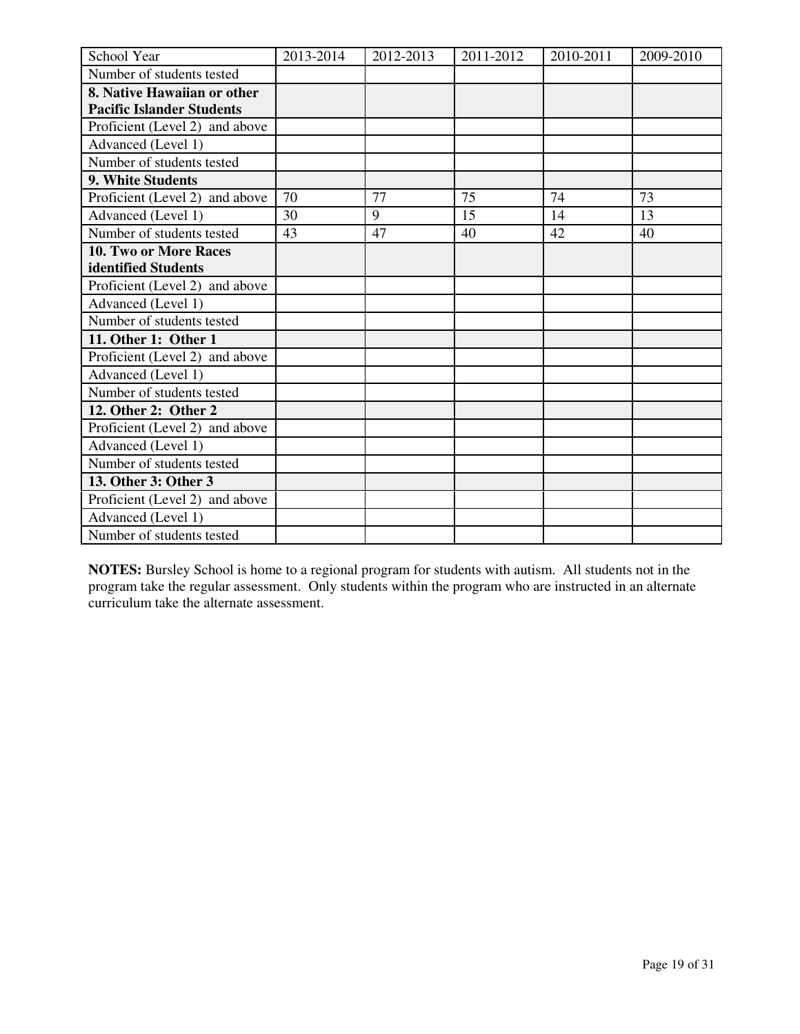| School Year | 2013-2014 | 2012-2013 | 2011-2012 | 2010-2011 | 2009-2010 |
|---|---|---|---|---|---|
| Number of students tested | | | | | |
| **8. Native Hawaiian or other Pacific Islander Students** | | | | | |
| Proficient (Level 2) and above | | | | | |
| Advanced (Level 1) | | | | | |
| Number of students tested | | | | | |
| **9. White Students** | | | | | |
| Proficient (Level 2) and above | 70 | 77 | 75 | 74 | 73 |
| Advanced (Level 1) | 30 | 9 | 15 | 14 | 13 |
| Number of students tested | 43 | 47 | 40 | 42 | 40 |
| **10. Two or More Races identified Students** | | | | | |
| Proficient (Level 2) and above | | | | | |
| Advanced (Level 1) | | | | | |
| Number of students tested | | | | | |
| **11. Other 1: Other 1** | | | | | |
| Proficient (Level 2) and above | | | | | |
| Advanced (Level 1) | | | | | |
| Number of students tested | | | | | |
| **12. Other 2: Other 2** | | | | | |
| Proficient (Level 2) and above | | | | | |
| Advanced (Level 1) | | | | | |
| Number of students tested | | | | | |
| **13. Other 3: Other 3** | | | | | |
| Proficient (Level 2) and above | | | | | |
| Advanced (Level 1) | | | | | |
| Number of students tested | | | | | |

**NOTES:** Bursley School is home to a regional program for students with autism. All students not in the program take the regular assessment. Only students within the program who are instructed in an alternate curriculum take the alternate assessment.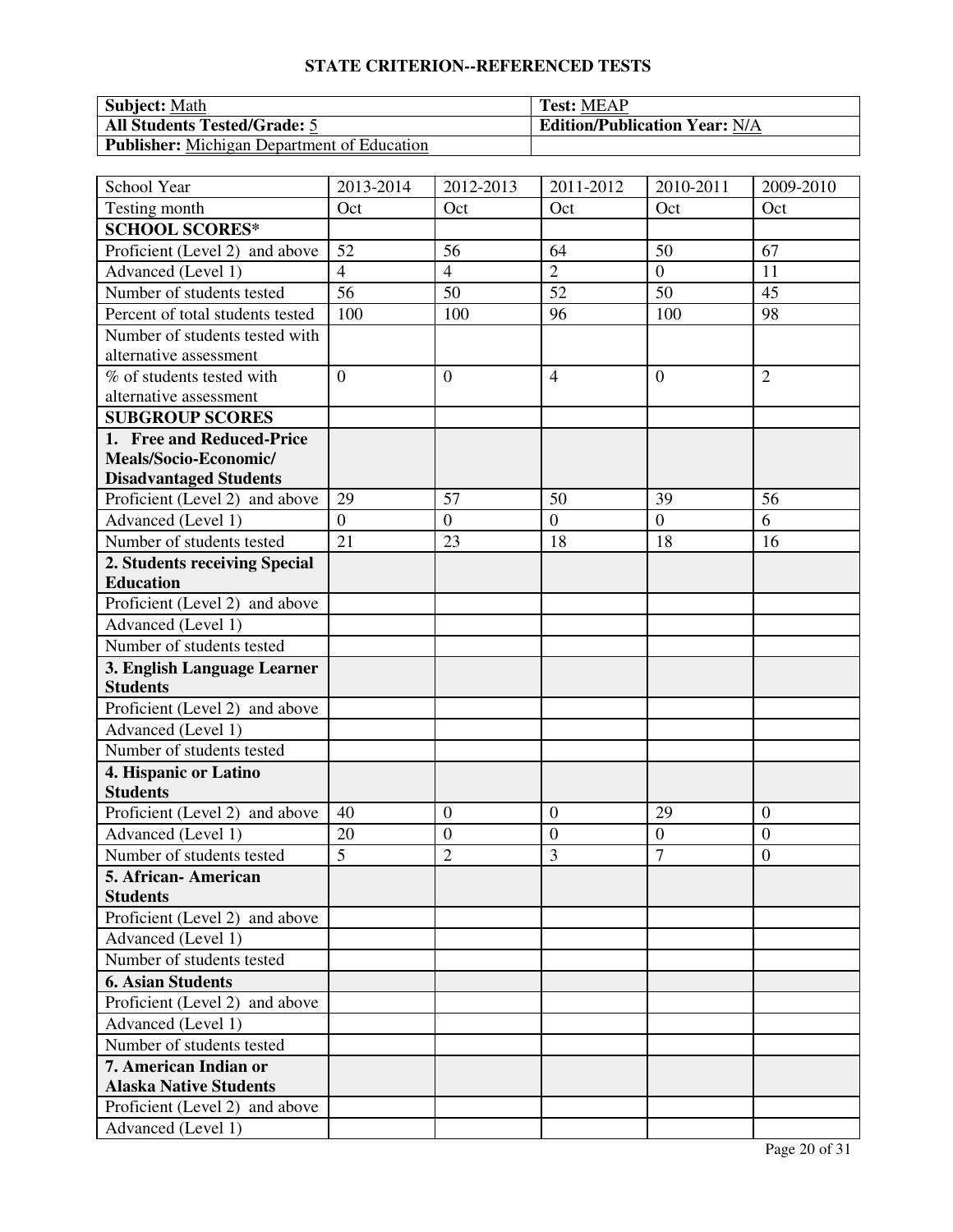## STATE CRITERION--REFERENCED TESTS

| **Subject:** Math | **Test:** MEAP |
|---|---|
| **All Students Tested/Grade:** 5 | **Edition/Publication Year:** N/A |
| **Publisher:** Michigan Department of Education | |

| School Year | 2013-2014 | 2012-2013 | 2011-2012 | 2010-2011 | 2009-2010 |
|---|---|---|---|---|---|
| Testing month | Oct | Oct | Oct | Oct | Oct |
| **SCHOOL SCORES*** | | | | | |
| Proficient (Level 2) and above | 52 | 56 | 64 | 50 | 67 |
| Advanced (Level 1) | 4 | 4 | 2 | 0 | 11 |
| Number of students tested | 56 | 50 | 52 | 50 | 45 |
| Percent of total students tested | 100 | 100 | 96 | 100 | 98 |
| Number of students tested with alternative assessment | | | | | |
| % of students tested with alternative assessment | 0 | 0 | 4 | 0 | 2 |
| **SUBGROUP SCORES** | | | | | |
| **1. Free and Reduced-Price Meals/Socio-Economic/ Disadvantaged Students** | | | | | |
| Proficient (Level 2) and above | 29 | 57 | 50 | 39 | 56 |
| Advanced (Level 1) | 0 | 0 | 0 | 0 | 6 |
| Number of students tested | 21 | 23 | 18 | 18 | 16 |
| **2. Students receiving Special Education** | | | | | |
| Proficient (Level 2) and above | | | | | |
| Advanced (Level 1) | | | | | |
| Number of students tested | | | | | |
| **3. English Language Learner Students** | | | | | |
| Proficient (Level 2) and above | | | | | |
| Advanced (Level 1) | | | | | |
| Number of students tested | | | | | |
| **4. Hispanic or Latino Students** | | | | | |
| Proficient (Level 2) and above | 40 | 0 | 0 | 29 | 0 |
| Advanced (Level 1) | 20 | 0 | 0 | 0 | 0 |
| Number of students tested | 5 | 2 | 3 | 7 | 0 |
| **5. African- American Students** | | | | | |
| Proficient (Level 2) and above | | | | | |
| Advanced (Level 1) | | | | | |
| Number of students tested | | | | | |
| **6. Asian Students** | | | | | |
| Proficient (Level 2) and above | | | | | |
| Advanced (Level 1) | | | | | |
| Number of students tested | | | | | |
| **7. American Indian or Alaska Native Students** | | | | | |
| Proficient (Level 2) and above | | | | | |
| Advanced (Level 1) | | | | | |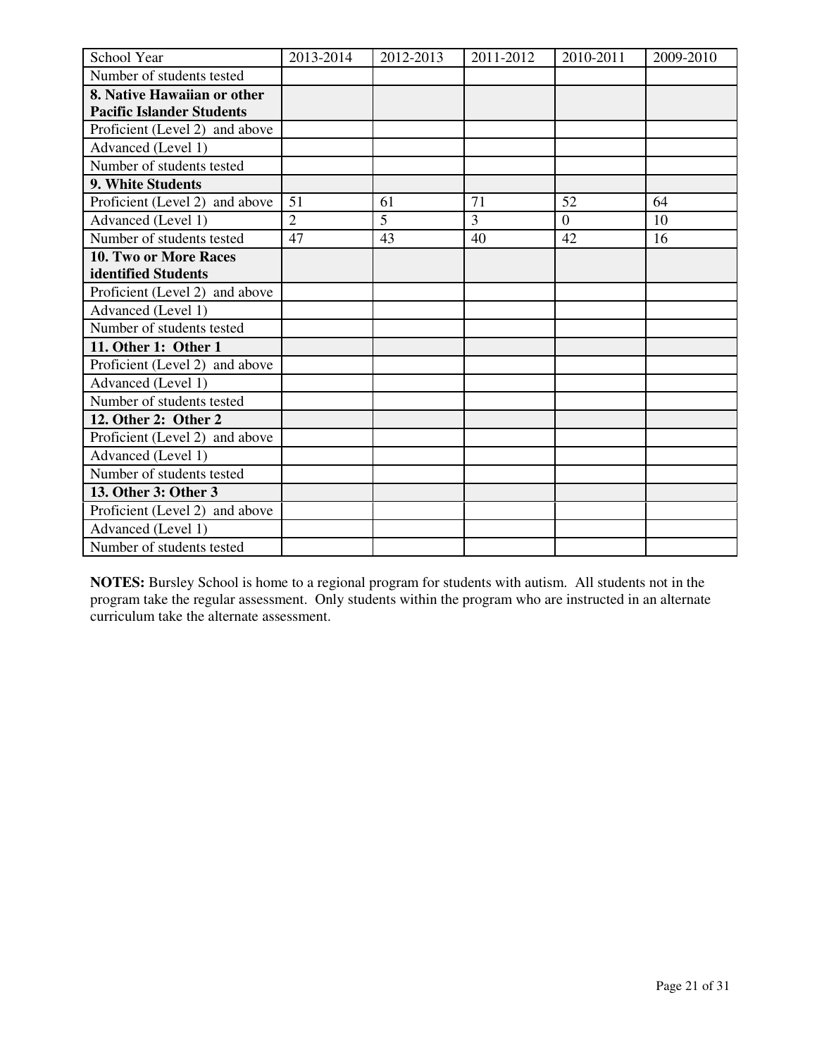| School Year | 2013-2014 | 2012-2013 | 2011-2012 | 2010-2011 | 2009-2010 |
| --- | --- | --- | --- | --- | --- |
| Number of students tested | | | | | |
| **8. Native Hawaiian or other Pacific Islander Students** | | | | | |
| Proficient (Level 2) and above | | | | | |
| Advanced (Level 1) | | | | | |
| Number of students tested | | | | | |
| **9. White Students** | | | | | |
| Proficient (Level 2) and above | 51 | 61 | 71 | 52 | 64 |
| Advanced (Level 1) | 2 | 5 | 3 | 0 | 10 |
| Number of students tested | 47 | 43 | 40 | 42 | 16 |
| **10. Two or More Races identified Students** | | | | | |
| Proficient (Level 2) and above | | | | | |
| Advanced (Level 1) | | | | | |
| Number of students tested | | | | | |
| **11. Other 1: Other 1** | | | | | |
| Proficient (Level 2) and above | | | | | |
| Advanced (Level 1) | | | | | |
| Number of students tested | | | | | |
| **12. Other 2: Other 2** | | | | | |
| Proficient (Level 2) and above | | | | | |
| Advanced (Level 1) | | | | | |
| Number of students tested | | | | | |
| **13. Other 3: Other 3** | | | | | |
| Proficient (Level 2) and above | | | | | |
| Advanced (Level 1) | | | | | |
| Number of students tested | | | | | |

**NOTES:** Bursley School is home to a regional program for students with autism. All students not in the program take the regular assessment. Only students within the program who are instructed in an alternate curriculum take the alternate assessment.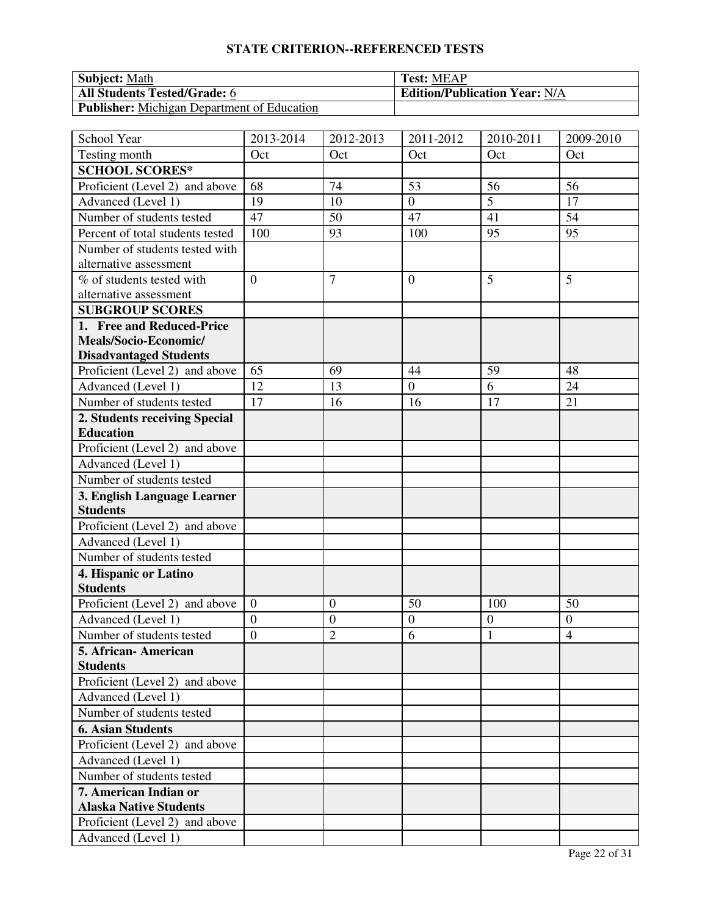## STATE CRITERION--REFERENCED TESTS

| **Subject:** Math | **Test:** MEAP |
|---|---|
| **All Students Tested/Grade:** 6 | **Edition/Publication Year:** N/A |
| **Publisher:** Michigan Department of Education | |

| School Year | 2013-2014 | 2012-2013 | 2011-2012 | 2010-2011 | 2009-2010 |
|---|---|---|---|---|---|
| Testing month | Oct | Oct | Oct | Oct | Oct |
| **SCHOOL SCORES*** | | | | | |
| Proficient (Level 2) and above | 68 | 74 | 53 | 56 | 56 |
| Advanced (Level 1) | 19 | 10 | 0 | 5 | 17 |
| Number of students tested | 47 | 50 | 47 | 41 | 54 |
| Percent of total students tested | 100 | 93 | 100 | 95 | 95 |
| Number of students tested with alternative assessment | | | | | |
| % of students tested with alternative assessment | 0 | 7 | 0 | 5 | 5 |
| **SUBGROUP SCORES** | | | | | |
| **1. Free and Reduced-Price Meals/Socio-Economic/ Disadvantaged Students** | | | | | |
| Proficient (Level 2) and above | 65 | 69 | 44 | 59 | 48 |
| Advanced (Level 1) | 12 | 13 | 0 | 6 | 24 |
| Number of students tested | 17 | 16 | 16 | 17 | 21 |
| **2. Students receiving Special Education** | | | | | |
| Proficient (Level 2) and above | | | | | |
| Advanced (Level 1) | | | | | |
| Number of students tested | | | | | |
| **3. English Language Learner Students** | | | | | |
| Proficient (Level 2) and above | | | | | |
| Advanced (Level 1) | | | | | |
| Number of students tested | | | | | |
| **4. Hispanic or Latino Students** | | | | | |
| Proficient (Level 2) and above | 0 | 0 | 50 | 100 | 50 |
| Advanced (Level 1) | 0 | 0 | 0 | 0 | 0 |
| Number of students tested | 0 | 2 | 6 | 1 | 4 |
| **5. African- American Students** | | | | | |
| Proficient (Level 2) and above | | | | | |
| Advanced (Level 1) | | | | | |
| Number of students tested | | | | | |
| **6. Asian Students** | | | | | |
| Proficient (Level 2) and above | | | | | |
| Advanced (Level 1) | | | | | |
| Number of students tested | | | | | |
| **7. American Indian or Alaska Native Students** | | | | | |
| Proficient (Level 2) and above | | | | | |
| Advanced (Level 1) | | | | | |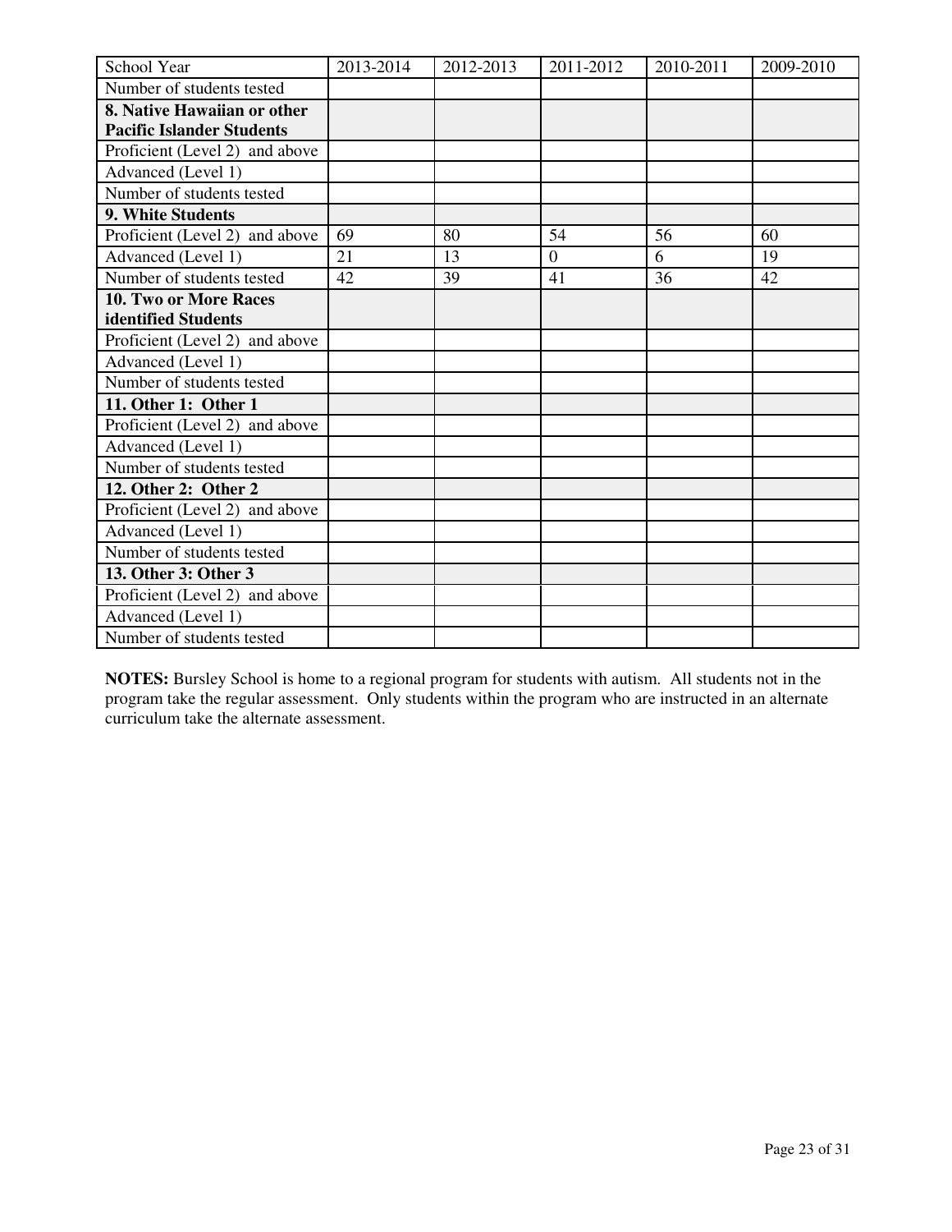| School Year | 2013-2014 | 2012-2013 | 2011-2012 | 2010-2011 | 2009-2010 |
|---|---|---|---|---|---|
| Number of students tested | | | | | |
| **8. Native Hawaiian or other Pacific Islander Students** | | | | | |
| Proficient (Level 2) and above | | | | | |
| Advanced (Level 1) | | | | | |
| Number of students tested | | | | | |
| **9. White Students** | | | | | |
| Proficient (Level 2) and above | 69 | 80 | 54 | 56 | 60 |
| Advanced (Level 1) | 21 | 13 | 0 | 6 | 19 |
| Number of students tested | 42 | 39 | 41 | 36 | 42 |
| **10. Two or More Races identified Students** | | | | | |
| Proficient (Level 2) and above | | | | | |
| Advanced (Level 1) | | | | | |
| Number of students tested | | | | | |
| **11. Other 1: Other 1** | | | | | |
| Proficient (Level 2) and above | | | | | |
| Advanced (Level 1) | | | | | |
| Number of students tested | | | | | |
| **12. Other 2: Other 2** | | | | | |
| Proficient (Level 2) and above | | | | | |
| Advanced (Level 1) | | | | | |
| Number of students tested | | | | | |
| **13. Other 3: Other 3** | | | | | |
| Proficient (Level 2) and above | | | | | |
| Advanced (Level 1) | | | | | |
| Number of students tested | | | | | |

**NOTES:** Bursley School is home to a regional program for students with autism. All students not in the program take the regular assessment. Only students within the program who are instructed in an alternate curriculum take the alternate assessment.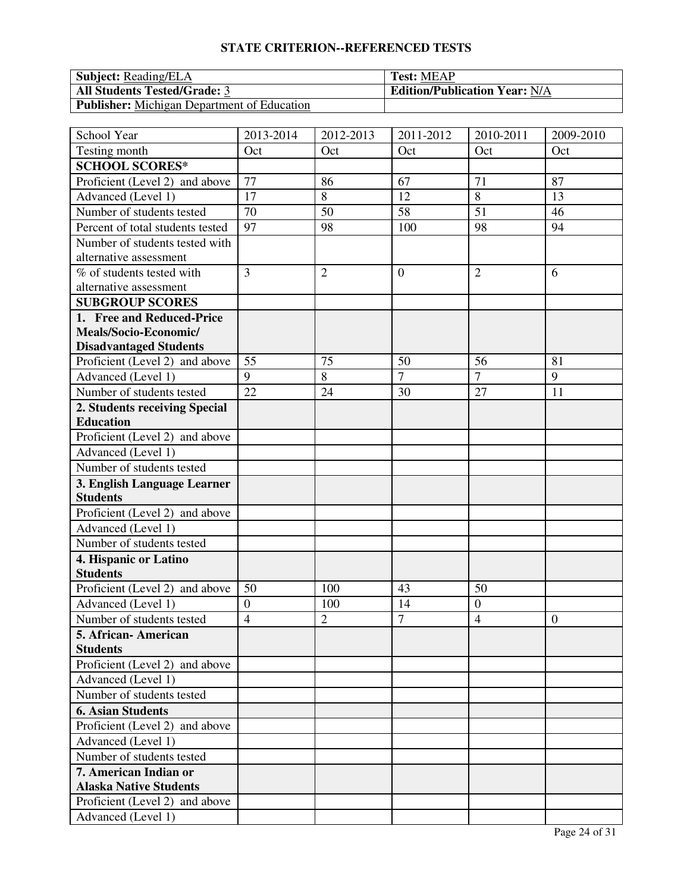## STATE CRITERION--REFERENCED TESTS

| **Subject:** Reading/ELA | **Test:** MEAP |
|---|---|
| **All Students Tested/Grade:** 3 | **Edition/Publication Year:** N/A |
| **Publisher:** Michigan Department of Education | |

| School Year | 2013-2014 | 2012-2013 | 2011-2012 | 2010-2011 | 2009-2010 |
|---|---|---|---|---|---|
| Testing month | Oct | Oct | Oct | Oct | Oct |
| **SCHOOL SCORES*** | | | | | |
| Proficient (Level 2) and above | 77 | 86 | 67 | 71 | 87 |
| Advanced (Level 1) | 17 | 8 | 12 | 8 | 13 |
| Number of students tested | 70 | 50 | 58 | 51 | 46 |
| Percent of total students tested | 97 | 98 | 100 | 98 | 94 |
| Number of students tested with alternative assessment | | | | | |
| % of students tested with alternative assessment | 3 | 2 | 0 | 2 | 6 |
| **SUBGROUP SCORES** | | | | | |
| **1. Free and Reduced-Price Meals/Socio-Economic/ Disadvantaged Students** | | | | | |
| Proficient (Level 2) and above | 55 | 75 | 50 | 56 | 81 |
| Advanced (Level 1) | 9 | 8 | 7 | 7 | 9 |
| Number of students tested | 22 | 24 | 30 | 27 | 11 |
| **2. Students receiving Special Education** | | | | | |
| Proficient (Level 2) and above | | | | | |
| Advanced (Level 1) | | | | | |
| Number of students tested | | | | | |
| **3. English Language Learner Students** | | | | | |
| Proficient (Level 2) and above | | | | | |
| Advanced (Level 1) | | | | | |
| Number of students tested | | | | | |
| **4. Hispanic or Latino Students** | | | | | |
| Proficient (Level 2) and above | 50 | 100 | 43 | 50 | |
| Advanced (Level 1) | 0 | 100 | 14 | 0 | |
| Number of students tested | 4 | 2 | 7 | 4 | 0 |
| **5. African- American Students** | | | | | |
| Proficient (Level 2) and above | | | | | |
| Advanced (Level 1) | | | | | |
| Number of students tested | | | | | |
| **6. Asian Students** | | | | | |
| Proficient (Level 2) and above | | | | | |
| Advanced (Level 1) | | | | | |
| Number of students tested | | | | | |
| **7. American Indian or Alaska Native Students** | | | | | |
| Proficient (Level 2) and above | | | | | |
| Advanced (Level 1) | | | | | |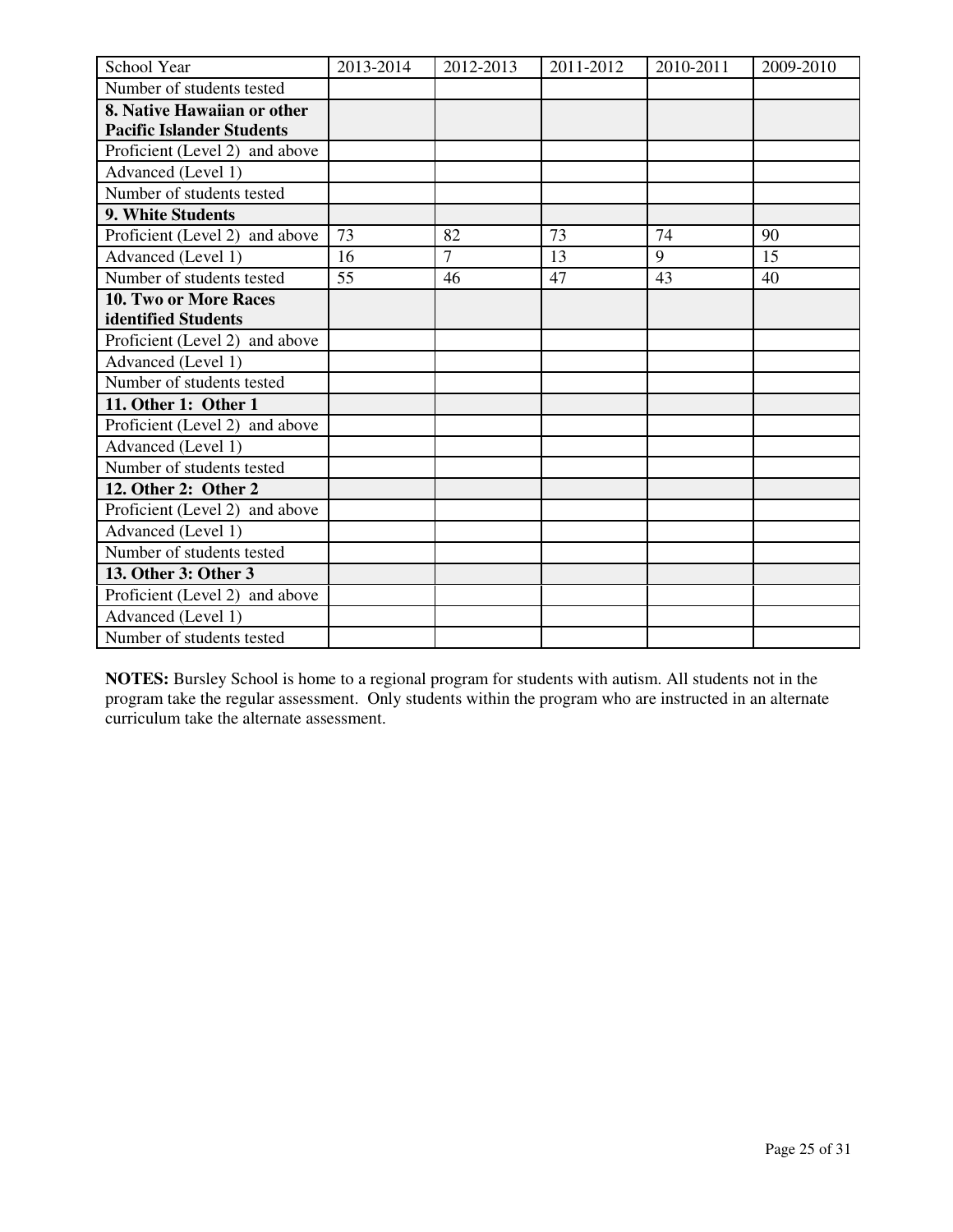| School Year | 2013-2014 | 2012-2013 | 2011-2012 | 2010-2011 | 2009-2010 |
| --- | --- | --- | --- | --- | --- |
| Number of students tested | | | | | |
| **8. Native Hawaiian or other Pacific Islander Students** | | | | | |
| Proficient (Level 2) and above | | | | | |
| Advanced (Level 1) | | | | | |
| Number of students tested | | | | | |
| **9. White Students** | | | | | |
| Proficient (Level 2) and above | 73 | 82 | 73 | 74 | 90 |
| Advanced (Level 1) | 16 | 7 | 13 | 9 | 15 |
| Number of students tested | 55 | 46 | 47 | 43 | 40 |
| **10. Two or More Races identified Students** | | | | | |
| Proficient (Level 2) and above | | | | | |
| Advanced (Level 1) | | | | | |
| Number of students tested | | | | | |
| **11. Other 1: Other 1** | | | | | |
| Proficient (Level 2) and above | | | | | |
| Advanced (Level 1) | | | | | |
| Number of students tested | | | | | |
| **12. Other 2: Other 2** | | | | | |
| Proficient (Level 2) and above | | | | | |
| Advanced (Level 1) | | | | | |
| Number of students tested | | | | | |
| **13. Other 3: Other 3** | | | | | |
| Proficient (Level 2) and above | | | | | |
| Advanced (Level 1) | | | | | |
| Number of students tested | | | | | |

**NOTES:** Bursley School is home to a regional program for students with autism. All students not in the program take the regular assessment. Only students within the program who are instructed in an alternate curriculum take the alternate assessment.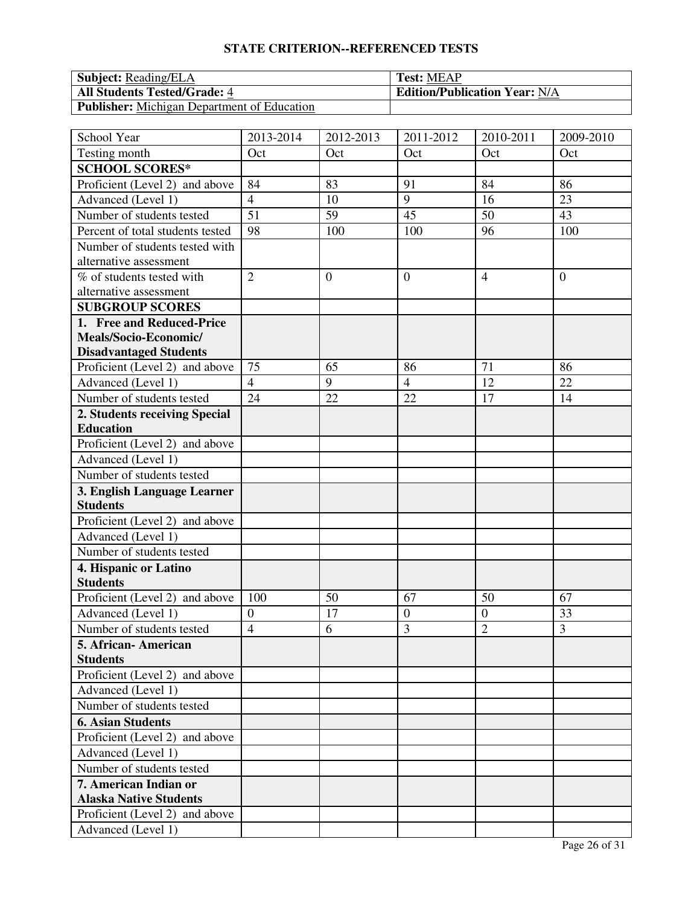## STATE CRITERION--REFERENCED TESTS

| **Subject:** Reading/ELA | **Test:** MEAP |
|---|---|
| **All Students Tested/Grade:** 4 | **Edition/Publication Year:** N/A |
| **Publisher:** Michigan Department of Education | |

| School Year | 2013-2014 | 2012-2013 | 2011-2012 | 2010-2011 | 2009-2010 |
|---|---|---|---|---|---|
| Testing month | Oct | Oct | Oct | Oct | Oct |
| **SCHOOL SCORES*** | | | | | |
| Proficient (Level 2) and above | 84 | 83 | 91 | 84 | 86 |
| Advanced (Level 1) | 4 | 10 | 9 | 16 | 23 |
| Number of students tested | 51 | 59 | 45 | 50 | 43 |
| Percent of total students tested | 98 | 100 | 100 | 96 | 100 |
| Number of students tested with alternative assessment | | | | | |
| % of students tested with alternative assessment | 2 | 0 | 0 | 4 | 0 |
| **SUBGROUP SCORES** | | | | | |
| **1. Free and Reduced-Price Meals/Socio-Economic/ Disadvantaged Students** | | | | | |
| Proficient (Level 2) and above | 75 | 65 | 86 | 71 | 86 |
| Advanced (Level 1) | 4 | 9 | 4 | 12 | 22 |
| Number of students tested | 24 | 22 | 22 | 17 | 14 |
| **2. Students receiving Special Education** | | | | | |
| Proficient (Level 2) and above | | | | | |
| Advanced (Level 1) | | | | | |
| Number of students tested | | | | | |
| **3. English Language Learner Students** | | | | | |
| Proficient (Level 2) and above | | | | | |
| Advanced (Level 1) | | | | | |
| Number of students tested | | | | | |
| **4. Hispanic or Latino Students** | | | | | |
| Proficient (Level 2) and above | 100 | 50 | 67 | 50 | 67 |
| Advanced (Level 1) | 0 | 17 | 0 | 0 | 33 |
| Number of students tested | 4 | 6 | 3 | 2 | 3 |
| **5. African- American Students** | | | | | |
| Proficient (Level 2) and above | | | | | |
| Advanced (Level 1) | | | | | |
| Number of students tested | | | | | |
| **6. Asian Students** | | | | | |
| Proficient (Level 2) and above | | | | | |
| Advanced (Level 1) | | | | | |
| Number of students tested | | | | | |
| **7. American Indian or Alaska Native Students** | | | | | |
| Proficient (Level 2) and above | | | | | |
| Advanced (Level 1) | | | | | |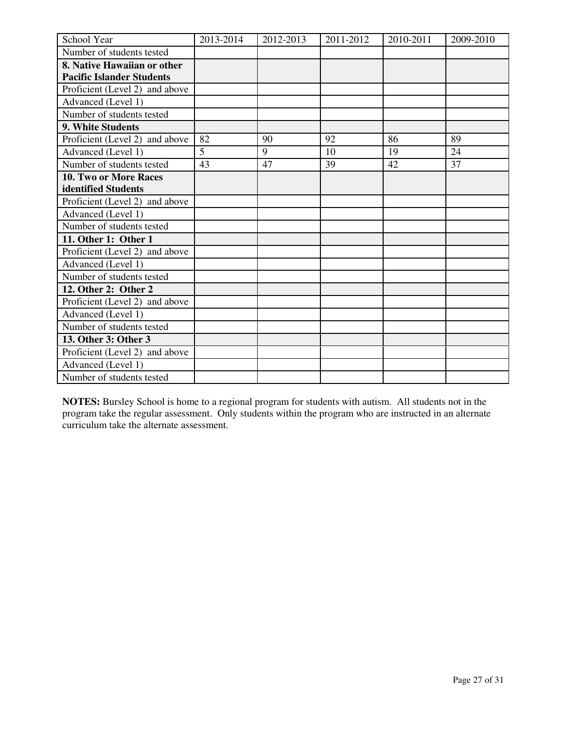| School Year | 2013-2014 | 2012-2013 | 2011-2012 | 2010-2011 | 2009-2010 |
|---|---|---|---|---|---|
| Number of students tested | | | | | |
| **8. Native Hawaiian or other Pacific Islander Students** | | | | | |
| Proficient (Level 2) and above | | | | | |
| Advanced (Level 1) | | | | | |
| Number of students tested | | | | | |
| **9. White Students** | | | | | |
| Proficient (Level 2) and above | 82 | 90 | 92 | 86 | 89 |
| Advanced (Level 1) | 5 | 9 | 10 | 19 | 24 |
| Number of students tested | 43 | 47 | 39 | 42 | 37 |
| **10. Two or More Races identified Students** | | | | | |
| Proficient (Level 2) and above | | | | | |
| Advanced (Level 1) | | | | | |
| Number of students tested | | | | | |
| **11. Other 1: Other 1** | | | | | |
| Proficient (Level 2) and above | | | | | |
| Advanced (Level 1) | | | | | |
| Number of students tested | | | | | |
| **12. Other 2: Other 2** | | | | | |
| Proficient (Level 2) and above | | | | | |
| Advanced (Level 1) | | | | | |
| Number of students tested | | | | | |
| **13. Other 3: Other 3** | | | | | |
| Proficient (Level 2) and above | | | | | |
| Advanced (Level 1) | | | | | |
| Number of students tested | | | | | |

**NOTES:** Bursley School is home to a regional program for students with autism. All students not in the program take the regular assessment. Only students within the program who are instructed in an alternate curriculum take the alternate assessment.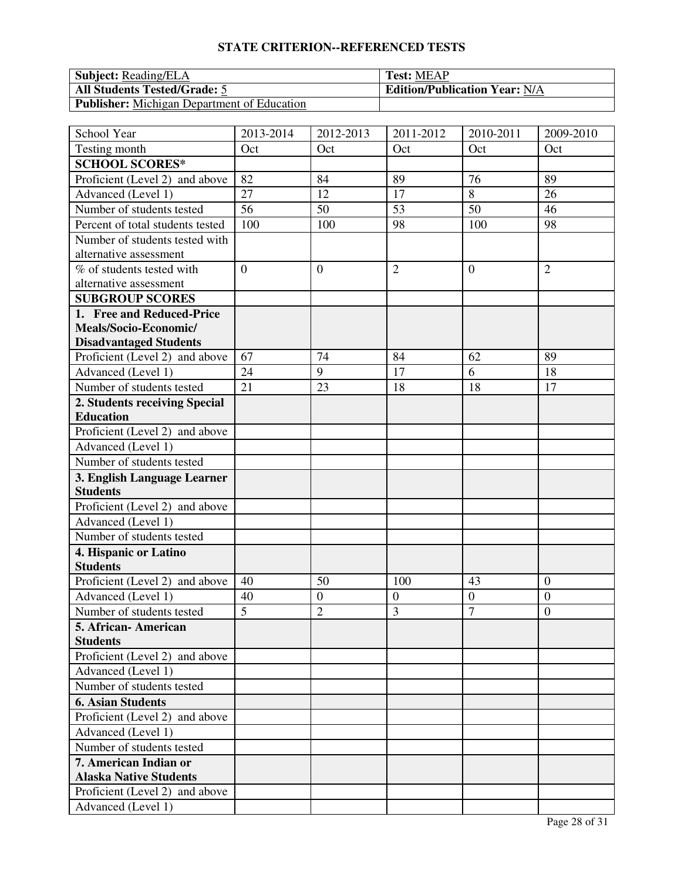## STATE CRITERION--REFERENCED TESTS

| **Subject:** Reading/ELA | **Test:** MEAP |
|---|---|
| **All Students Tested/Grade:** 5 | **Edition/Publication Year:** N/A |
| **Publisher:** Michigan Department of Education | |

| School Year | 2013-2014 | 2012-2013 | 2011-2012 | 2010-2011 | 2009-2010 |
|---|---|---|---|---|---|
| Testing month | Oct | Oct | Oct | Oct | Oct |
| **SCHOOL SCORES*** | | | | | |
| Proficient (Level 2) and above | 82 | 84 | 89 | 76 | 89 |
| Advanced (Level 1) | 27 | 12 | 17 | 8 | 26 |
| Number of students tested | 56 | 50 | 53 | 50 | 46 |
| Percent of total students tested | 100 | 100 | 98 | 100 | 98 |
| Number of students tested with alternative assessment | | | | | |
| % of students tested with alternative assessment | 0 | 0 | 2 | 0 | 2 |
| **SUBGROUP SCORES** | | | | | |
| **1. Free and Reduced-Price Meals/Socio-Economic/ Disadvantaged Students** | | | | | |
| Proficient (Level 2) and above | 67 | 74 | 84 | 62 | 89 |
| Advanced (Level 1) | 24 | 9 | 17 | 6 | 18 |
| Number of students tested | 21 | 23 | 18 | 18 | 17 |
| **2. Students receiving Special Education** | | | | | |
| Proficient (Level 2) and above | | | | | |
| Advanced (Level 1) | | | | | |
| Number of students tested | | | | | |
| **3. English Language Learner Students** | | | | | |
| Proficient (Level 2) and above | | | | | |
| Advanced (Level 1) | | | | | |
| Number of students tested | | | | | |
| **4. Hispanic or Latino Students** | | | | | |
| Proficient (Level 2) and above | 40 | 50 | 100 | 43 | 0 |
| Advanced (Level 1) | 40 | 0 | 0 | 0 | 0 |
| Number of students tested | 5 | 2 | 3 | 7 | 0 |
| **5. African- American Students** | | | | | |
| Proficient (Level 2) and above | | | | | |
| Advanced (Level 1) | | | | | |
| Number of students tested | | | | | |
| **6. Asian Students** | | | | | |
| Proficient (Level 2) and above | | | | | |
| Advanced (Level 1) | | | | | |
| Number of students tested | | | | | |
| **7. American Indian or Alaska Native Students** | | | | | |
| Proficient (Level 2) and above | | | | | |
| Advanced (Level 1) | | | | | |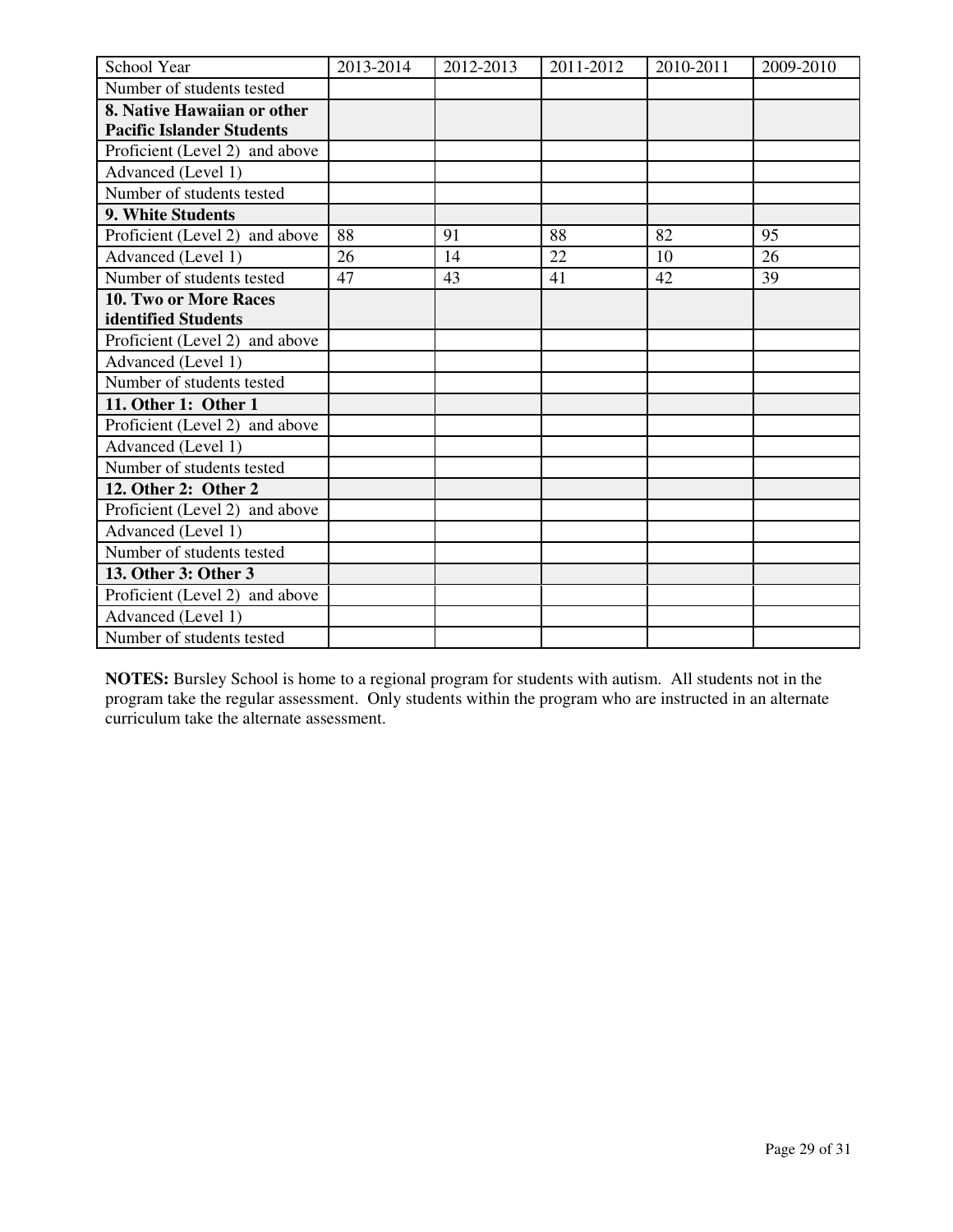| School Year | 2013-2014 | 2012-2013 | 2011-2012 | 2010-2011 | 2009-2010 |
| --- | --- | --- | --- | --- | --- |
| Number of students tested | | | | | |
| **8. Native Hawaiian or other Pacific Islander Students** | | | | | |
| Proficient (Level 2) and above | | | | | |
| Advanced (Level 1) | | | | | |
| Number of students tested | | | | | |
| **9. White Students** | | | | | |
| Proficient (Level 2) and above | 88 | 91 | 88 | 82 | 95 |
| Advanced (Level 1) | 26 | 14 | 22 | 10 | 26 |
| Number of students tested | 47 | 43 | 41 | 42 | 39 |
| **10. Two or More Races identified Students** | | | | | |
| Proficient (Level 2) and above | | | | | |
| Advanced (Level 1) | | | | | |
| Number of students tested | | | | | |
| **11. Other 1: Other 1** | | | | | |
| Proficient (Level 2) and above | | | | | |
| Advanced (Level 1) | | | | | |
| Number of students tested | | | | | |
| **12. Other 2: Other 2** | | | | | |
| Proficient (Level 2) and above | | | | | |
| Advanced (Level 1) | | | | | |
| Number of students tested | | | | | |
| **13. Other 3: Other 3** | | | | | |
| Proficient (Level 2) and above | | | | | |
| Advanced (Level 1) | | | | | |
| Number of students tested | | | | | |

**NOTES:** Bursley School is home to a regional program for students with autism. All students not in the program take the regular assessment. Only students within the program who are instructed in an alternate curriculum take the alternate assessment.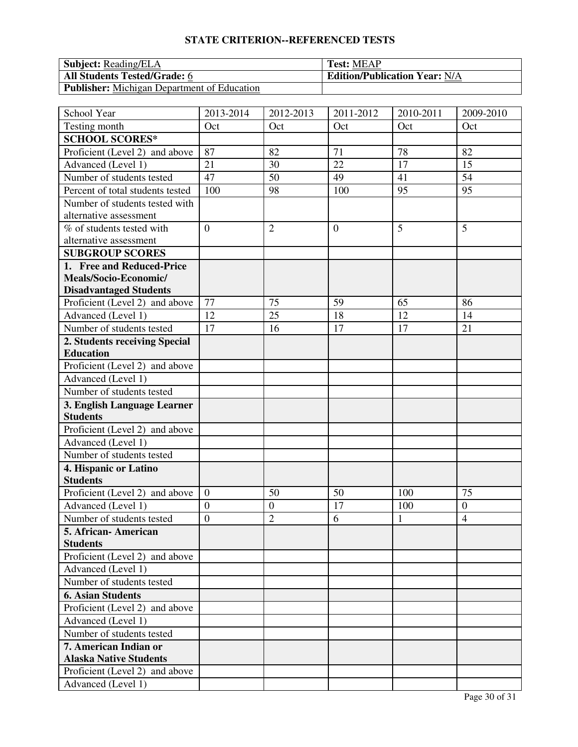## STATE CRITERION--REFERENCED TESTS

| **Subject:** Reading/ELA | **Test:** MEAP |
|---|---|
| **All Students Tested/Grade:** 6 | **Edition/Publication Year:** N/A |
| **Publisher:** Michigan Department of Education | |

| School Year | 2013-2014 | 2012-2013 | 2011-2012 | 2010-2011 | 2009-2010 |
|---|---|---|---|---|---|
| Testing month | Oct | Oct | Oct | Oct | Oct |
| **SCHOOL SCORES*** | | | | | |
| Proficient (Level 2) and above | 87 | 82 | 71 | 78 | 82 |
| Advanced (Level 1) | 21 | 30 | 22 | 17 | 15 |
| Number of students tested | 47 | 50 | 49 | 41 | 54 |
| Percent of total students tested | 100 | 98 | 100 | 95 | 95 |
| Number of students tested with alternative assessment | | | | | |
| % of students tested with alternative assessment | 0 | 2 | 0 | 5 | 5 |
| **SUBGROUP SCORES** | | | | | |
| **1. Free and Reduced-Price Meals/Socio-Economic/ Disadvantaged Students** | | | | | |
| Proficient (Level 2) and above | 77 | 75 | 59 | 65 | 86 |
| Advanced (Level 1) | 12 | 25 | 18 | 12 | 14 |
| Number of students tested | 17 | 16 | 17 | 17 | 21 |
| **2. Students receiving Special Education** | | | | | |
| Proficient (Level 2) and above | | | | | |
| Advanced (Level 1) | | | | | |
| Number of students tested | | | | | |
| **3. English Language Learner Students** | | | | | |
| Proficient (Level 2) and above | | | | | |
| Advanced (Level 1) | | | | | |
| Number of students tested | | | | | |
| **4. Hispanic or Latino Students** | | | | | |
| Proficient (Level 2) and above | 0 | 50 | 50 | 100 | 75 |
| Advanced (Level 1) | 0 | 0 | 17 | 100 | 0 |
| Number of students tested | 0 | 2 | 6 | 1 | 4 |
| **5. African- American Students** | | | | | |
| Proficient (Level 2) and above | | | | | |
| Advanced (Level 1) | | | | | |
| Number of students tested | | | | | |
| **6. Asian Students** | | | | | |
| Proficient (Level 2) and above | | | | | |
| Advanced (Level 1) | | | | | |
| Number of students tested | | | | | |
| **7. American Indian or Alaska Native Students** | | | | | |
| Proficient (Level 2) and above | | | | | |
| Advanced (Level 1) | | | | | |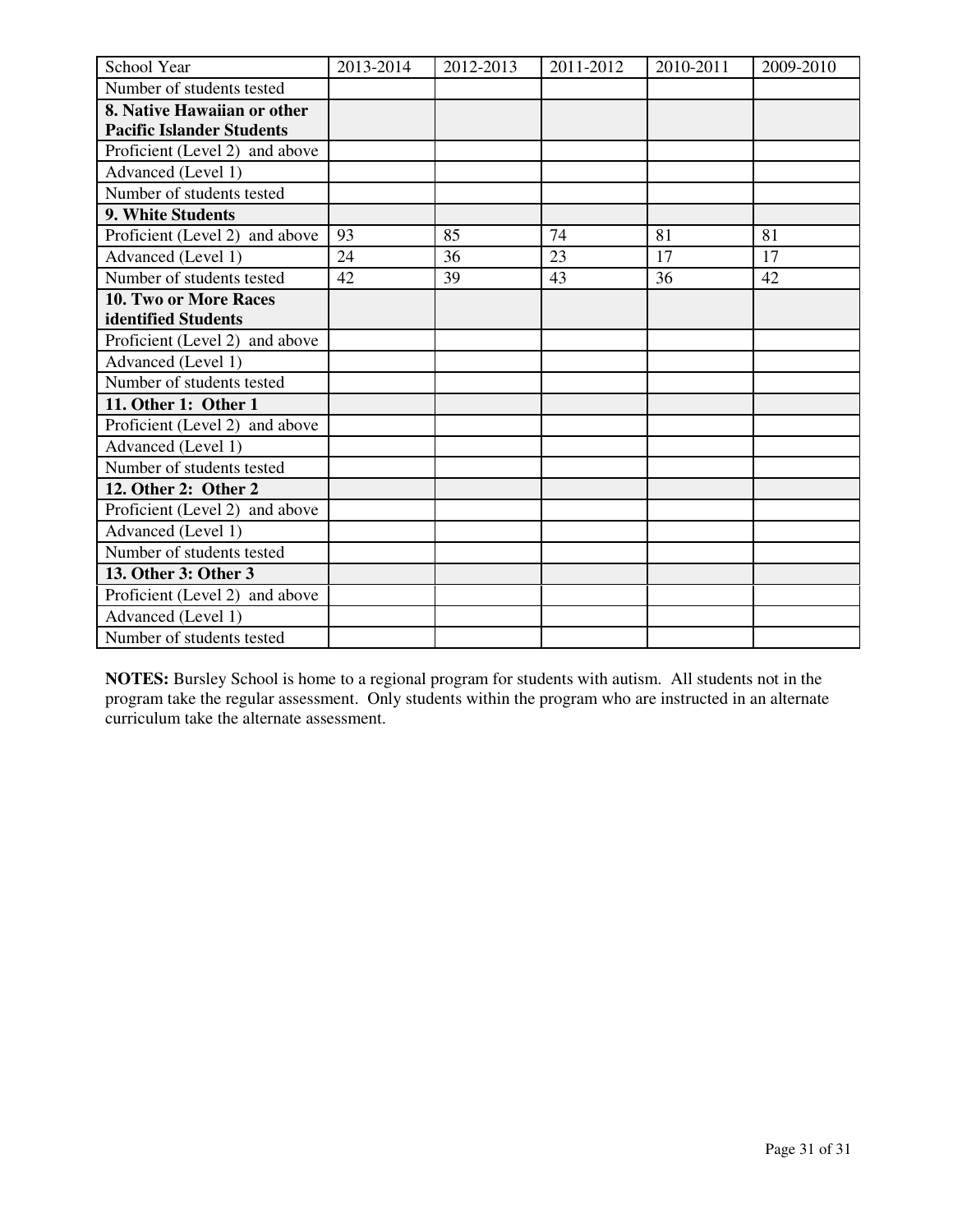| School Year | 2013-2014 | 2012-2013 | 2011-2012 | 2010-2011 | 2009-2010 |
| --- | --- | --- | --- | --- | --- |
| Number of students tested | | | | | |
| **8. Native Hawaiian or other Pacific Islander Students** | | | | | |
| Proficient (Level 2) and above | | | | | |
| Advanced (Level 1) | | | | | |
| Number of students tested | | | | | |
| **9. White Students** | | | | | |
| Proficient (Level 2) and above | 93 | 85 | 74 | 81 | 81 |
| Advanced (Level 1) | 24 | 36 | 23 | 17 | 17 |
| Number of students tested | 42 | 39 | 43 | 36 | 42 |
| **10. Two or More Races identified Students** | | | | | |
| Proficient (Level 2) and above | | | | | |
| Advanced (Level 1) | | | | | |
| Number of students tested | | | | | |
| **11. Other 1: Other 1** | | | | | |
| Proficient (Level 2) and above | | | | | |
| Advanced (Level 1) | | | | | |
| Number of students tested | | | | | |
| **12. Other 2: Other 2** | | | | | |
| Proficient (Level 2) and above | | | | | |
| Advanced (Level 1) | | | | | |
| Number of students tested | | | | | |
| **13. Other 3: Other 3** | | | | | |
| Proficient (Level 2) and above | | | | | |
| Advanced (Level 1) | | | | | |
| Number of students tested | | | | | |

**NOTES:** Bursley School is home to a regional program for students with autism. All students not in the program take the regular assessment. Only students within the program who are instructed in an alternate curriculum take the alternate assessment.